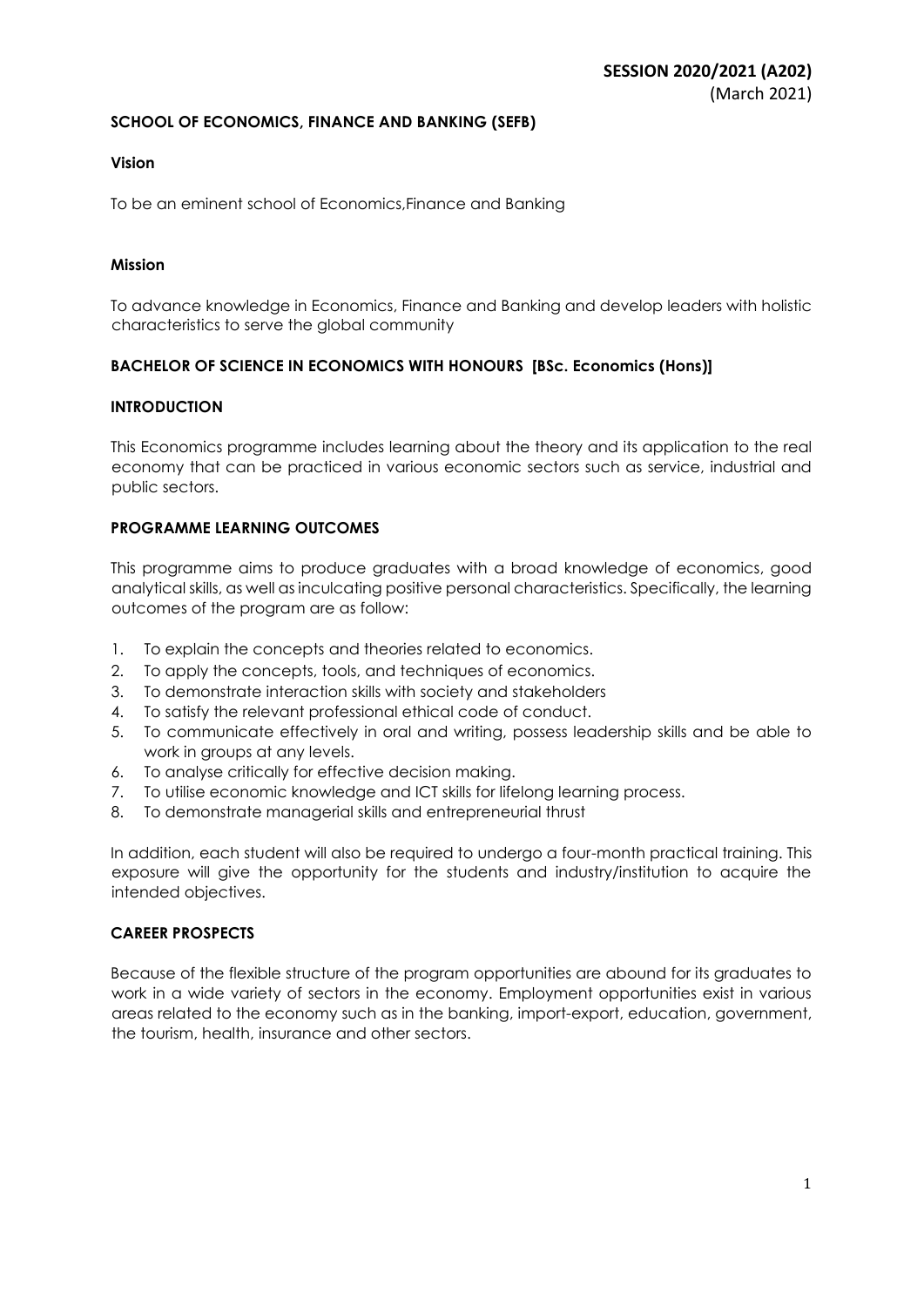**SESSION 2020/2021 (A202)**
(March 2021)

**SCHOOL OF ECONOMICS, FINANCE AND BANKING (SEFB)**

**Vision**

To be an eminent school of Economics,Finance and Banking

**Mission**

To advance knowledge in Economics, Finance and Banking and develop leaders with holistic characteristics to serve the global community

**BACHELOR OF SCIENCE IN ECONOMICS WITH HONOURS [BSc. Economics (Hons)]**

**INTRODUCTION**

This Economics programme includes learning about the theory and its application to the real economy that can be practiced in various economic sectors such as service, industrial and public sectors.

**PROGRAMME LEARNING OUTCOMES**

This programme aims to produce graduates with a broad knowledge of economics, good analytical skills, as well as inculcating positive personal characteristics. Specifically, the learning outcomes of the program are as follow:

1. To explain the concepts and theories related to economics.
2. To apply the concepts, tools, and techniques of economics.
3. To demonstrate interaction skills with society and stakeholders
4. To satisfy the relevant professional ethical code of conduct.
5. To communicate effectively in oral and writing, possess leadership skills and be able to work in groups at any levels.
6. To analyse critically for effective decision making.
7. To utilise economic knowledge and ICT skills for lifelong learning process.
8. To demonstrate managerial skills and entrepreneurial thrust

In addition, each student will also be required to undergo a four-month practical training. This exposure will give the opportunity for the students and industry/institution to acquire the intended objectives.

**CAREER PROSPECTS**

Because of the flexible structure of the program opportunities are abound for its graduates to work in a wide variety of sectors in the economy. Employment opportunities exist in various areas related to the economy such as in the banking, import-export, education, government, the tourism, health, insurance and other sectors.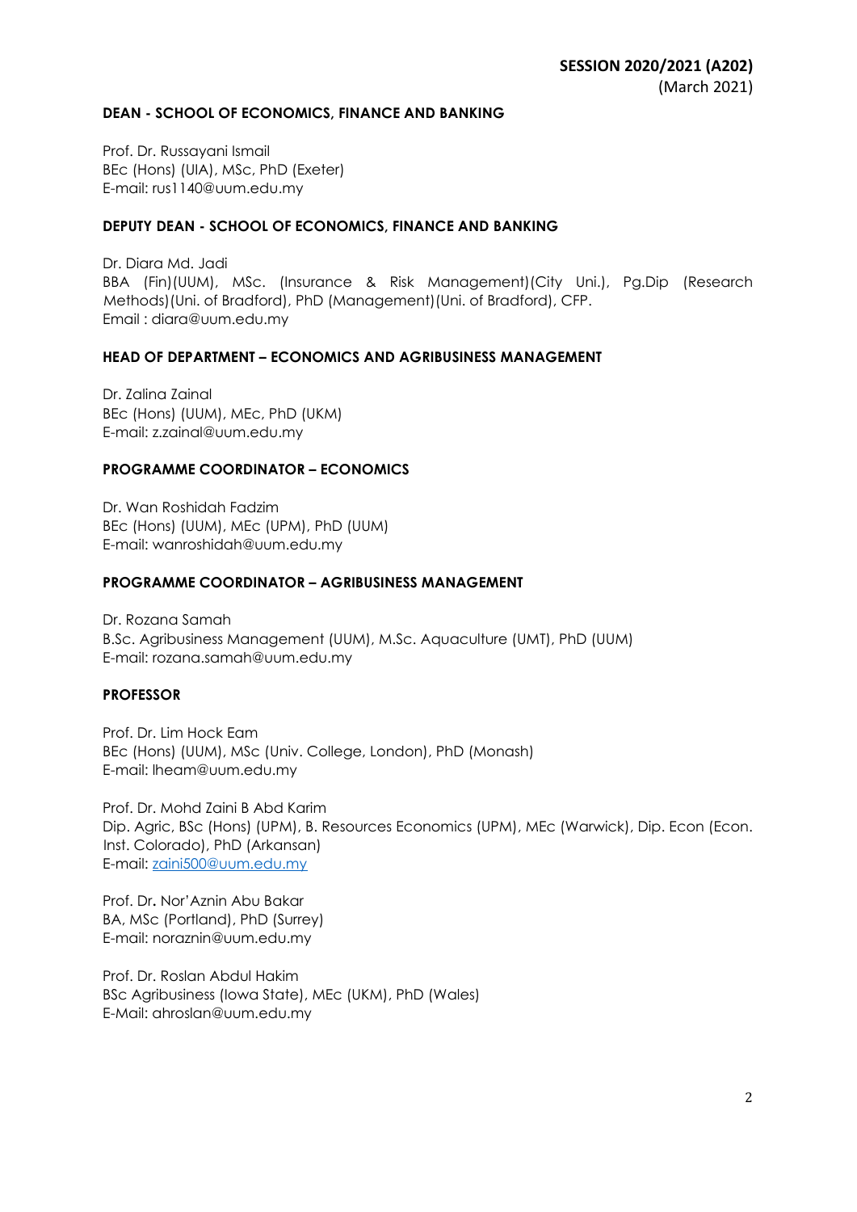**SESSION 2020/2021 (A202)**
(March 2021)

**DEAN - SCHOOL OF ECONOMICS, FINANCE AND BANKING**

Prof. Dr. Russayani Ismail
BEc (Hons) (UIA), MSc, PhD (Exeter)
E-mail: rus1140@uum.edu.my

**DEPUTY DEAN - SCHOOL OF ECONOMICS, FINANCE AND BANKING**

Dr. Diara Md. Jadi
BBA (Fin)(UUM), MSc. (Insurance & Risk Management)(City Uni.), Pg.Dip (Research Methods)(Uni. of Bradford), PhD (Management)(Uni. of Bradford), CFP.
Email : diara@uum.edu.my

**HEAD OF DEPARTMENT – ECONOMICS AND AGRIBUSINESS MANAGEMENT**

Dr. Zalina Zainal
BEc (Hons) (UUM), MEc, PhD (UKM)
E-mail: z.zainal@uum.edu.my

**PROGRAMME COORDINATOR – ECONOMICS**

Dr. Wan Roshidah Fadzim
BEc (Hons) (UUM), MEc (UPM), PhD (UUM)
E-mail: wanroshidah@uum.edu.my

**PROGRAMME COORDINATOR – AGRIBUSINESS MANAGEMENT**

Dr. Rozana Samah
B.Sc. Agribusiness Management (UUM), M.Sc. Aquaculture (UMT), PhD (UUM)
E-mail: rozana.samah@uum.edu.my

**PROFESSOR**

Prof. Dr. Lim Hock Eam
BEc (Hons) (UUM), MSc (Univ. College, London), PhD (Monash)
E-mail: lheam@uum.edu.my

Prof. Dr. Mohd Zaini B Abd Karim
Dip. Agric, BSc (Hons) (UPM), B. Resources Economics (UPM), MEc (Warwick), Dip. Econ (Econ. Inst. Colorado), PhD (Arkansan)
E-mail: zaini500@uum.edu.my

Prof. Dr. Nor'Aznin Abu Bakar
BA, MSc (Portland), PhD (Surrey)
E-mail: noraznin@uum.edu.my

Prof. Dr. Roslan Abdul Hakim
BSc Agribusiness (Iowa State), MEc (UKM), PhD (Wales)
E-Mail: ahroslan@uum.edu.my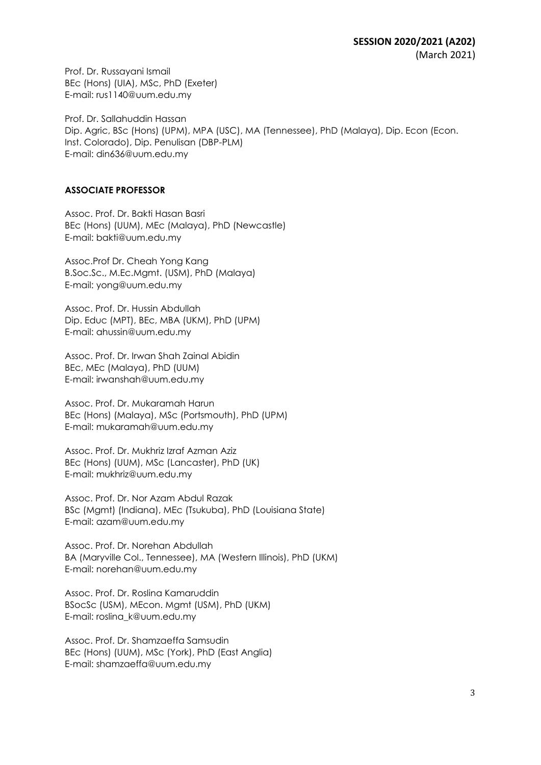Prof. Dr. Russayani Ismail  
BEc (Hons) (UIA), MSc, PhD (Exeter)  
E-mail: rus1140@uum.edu.my

Prof. Dr. Sallahuddin Hassan  
Dip. Agric, BSc (Hons) (UPM), MPA (USC), MA (Tennessee), PhD (Malaya), Dip. Econ (Econ. Inst. Colorado), Dip. Penulisan (DBP-PLM)  
E-mail: din636@uum.edu.my

**ASSOCIATE PROFESSOR**

Assoc. Prof. Dr. Bakti Hasan Basri  
BEc (Hons) (UUM), MEc (Malaya), PhD (Newcastle)  
E-mail: bakti@uum.edu.my

Assoc.Prof Dr. Cheah Yong Kang  
B.Soc.Sc., M.Ec.Mgmt. (USM), PhD (Malaya)  
E-mail: yong@uum.edu.my

Assoc. Prof. Dr. Hussin Abdullah  
Dip. Educ (MPT), BEc, MBA (UKM), PhD (UPM)  
E-mail: ahussin@uum.edu.my

Assoc. Prof. Dr. Irwan Shah Zainal Abidin  
BEc, MEc (Malaya), PhD (UUM)  
E-mail: irwanshah@uum.edu.my

Assoc. Prof. Dr. Mukaramah Harun  
BEc (Hons) (Malaya), MSc (Portsmouth), PhD (UPM)  
E-mail: mukaramah@uum.edu.my

Assoc. Prof. Dr. Mukhriz Izraf Azman Aziz  
BEc (Hons) (UUM), MSc (Lancaster), PhD (UK)  
E-mail: mukhriz@uum.edu.my

Assoc. Prof. Dr. Nor Azam Abdul Razak  
BSc (Mgmt) (Indiana), MEc (Tsukuba), PhD (Louisiana State)  
E-mail: azam@uum.edu.my

Assoc. Prof. Dr. Norehan Abdullah  
BA (Maryville Col., Tennessee), MA (Western Illinois), PhD (UKM)  
E-mail: norehan@uum.edu.my

Assoc. Prof. Dr. Roslina Kamaruddin  
BSocSc (USM), MEcon. Mgmt (USM), PhD (UKM)  
E-mail: roslina_k@uum.edu.my

Assoc. Prof. Dr. Shamzaeffa Samsudin  
BEc (Hons) (UUM), MSc (York), PhD (East Anglia)  
E-mail: shamzaeffa@uum.edu.my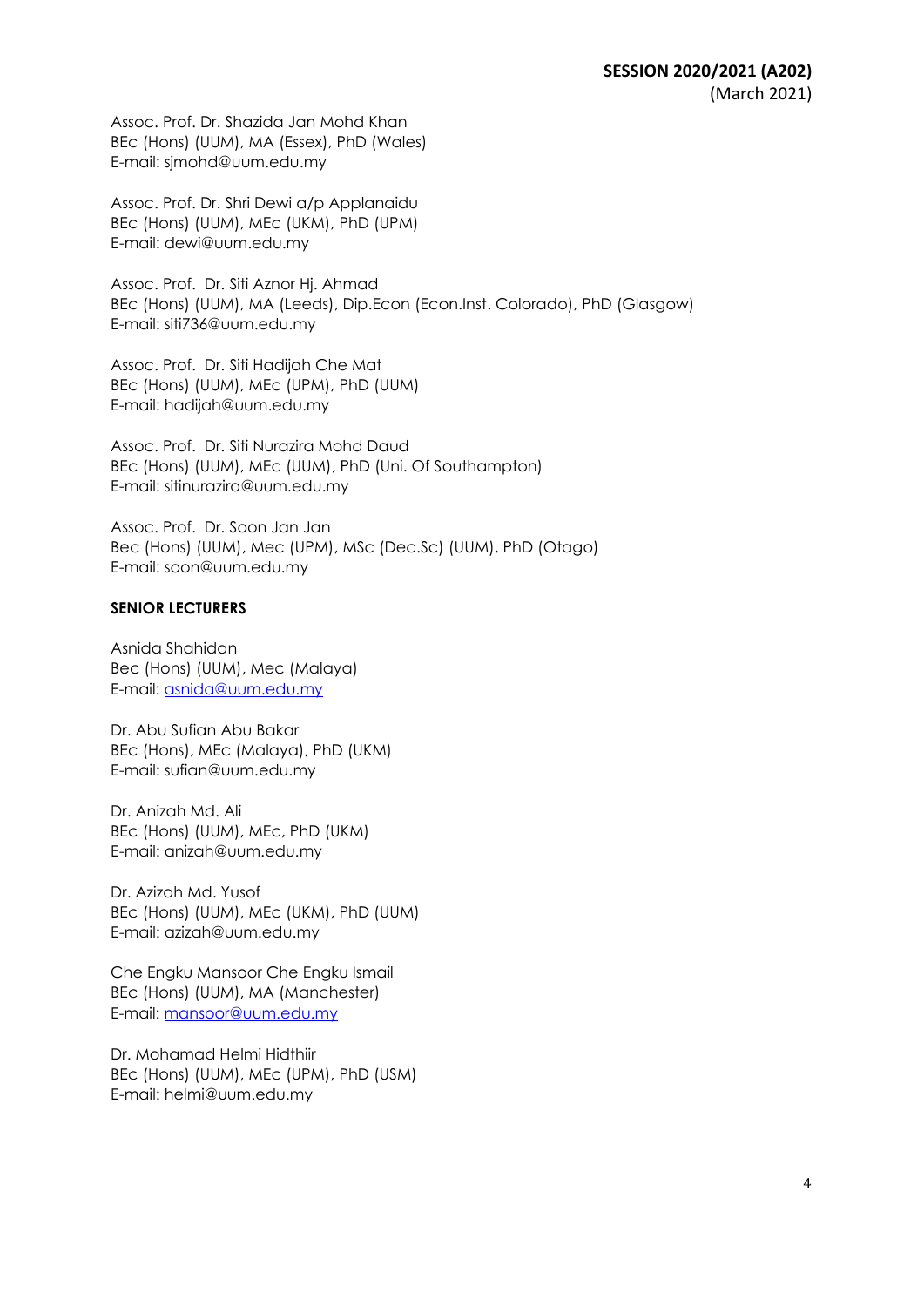Assoc. Prof. Dr. Shazida Jan Mohd Khan
BEc (Hons) (UUM), MA (Essex), PhD (Wales)
E-mail: sjmohd@uum.edu.my

Assoc. Prof. Dr. Shri Dewi a/p Applanaidu
BEc (Hons) (UUM), MEc (UKM), PhD (UPM)
E-mail: dewi@uum.edu.my

Assoc. Prof. Dr. Siti Aznor Hj. Ahmad
BEc (Hons) (UUM), MA (Leeds), Dip.Econ (Econ.Inst. Colorado), PhD (Glasgow)
E-mail: siti736@uum.edu.my

Assoc. Prof. Dr. Siti Hadijah Che Mat
BEc (Hons) (UUM), MEc (UPM), PhD (UUM)
E-mail: hadijah@uum.edu.my

Assoc. Prof. Dr. Siti Nurazira Mohd Daud
BEc (Hons) (UUM), MEc (UUM), PhD (Uni. Of Southampton)
E-mail: sitinurazira@uum.edu.my

Assoc. Prof. Dr. Soon Jan Jan
Bec (Hons) (UUM), Mec (UPM), MSc (Dec.Sc) (UUM), PhD (Otago)
E-mail: soon@uum.edu.my

**SENIOR LECTURERS**

Asnida Shahidan
Bec (Hons) (UUM), Mec (Malaya)
E-mail: asnida@uum.edu.my

Dr. Abu Sufian Abu Bakar
BEc (Hons), MEc (Malaya), PhD (UKM)
E-mail: sufian@uum.edu.my

Dr. Anizah Md. Ali
BEc (Hons) (UUM), MEc, PhD (UKM)
E-mail: anizah@uum.edu.my

Dr. Azizah Md. Yusof
BEc (Hons) (UUM), MEc (UKM), PhD (UUM)
E-mail: azizah@uum.edu.my

Che Engku Mansoor Che Engku Ismail
BEc (Hons) (UUM), MA (Manchester)
E-mail: mansoor@uum.edu.my

Dr. Mohamad Helmi Hidthiir
BEc (Hons) (UUM), MEc (UPM), PhD (USM)
E-mail: helmi@uum.edu.my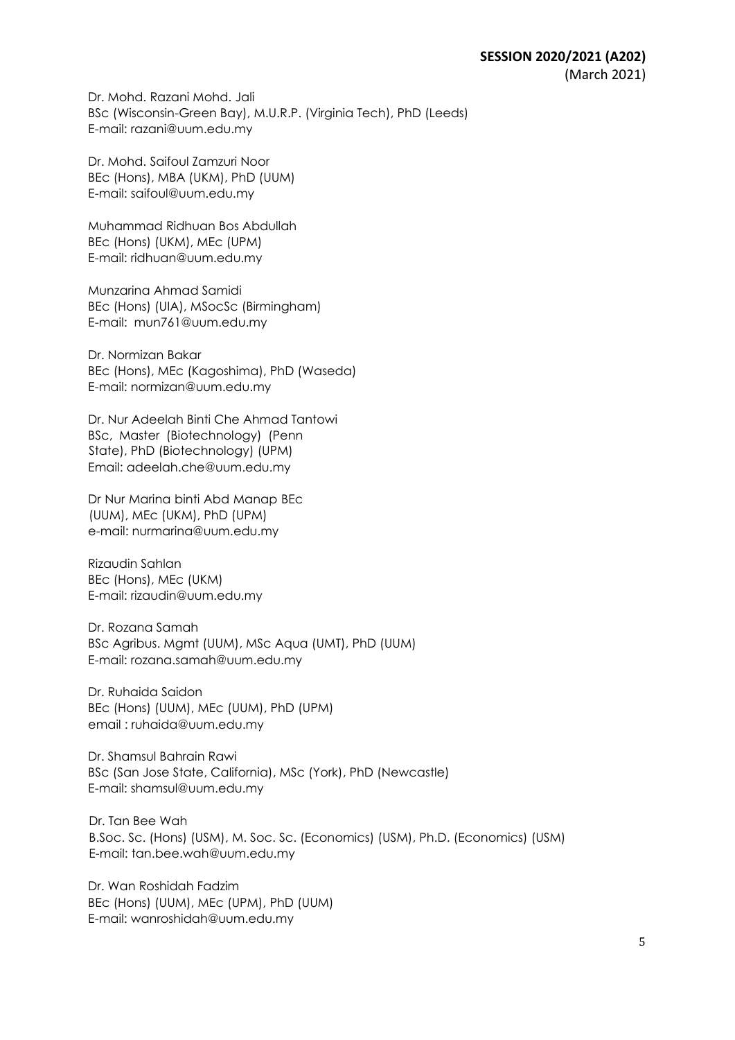Dr. Mohd. Razani Mohd. Jali
BSc (Wisconsin-Green Bay), M.U.R.P. (Virginia Tech), PhD (Leeds)
E-mail: razani@uum.edu.my

Dr. Mohd. Saifoul Zamzuri Noor
BEc (Hons), MBA (UKM), PhD (UUM)
E-mail: saifoul@uum.edu.my

Muhammad Ridhuan Bos Abdullah
BEc (Hons) (UKM), MEc (UPM)
E-mail: ridhuan@uum.edu.my

Munzarina Ahmad Samidi
BEc (Hons) (UIA), MSocSc (Birmingham)
E-mail: mun761@uum.edu.my

Dr. Normizan Bakar
BEc (Hons), MEc (Kagoshima), PhD (Waseda)
E-mail: normizan@uum.edu.my

Dr. Nur Adeelah Binti Che Ahmad Tantowi
BSc, Master (Biotechnology) (Penn State), PhD (Biotechnology) (UPM)
Email: adeelah.che@uum.edu.my

Dr Nur Marina binti Abd Manap BEc (UUM), MEc (UKM), PhD (UPM)
e-mail: nurmarina@uum.edu.my

Rizaudin Sahlan
BEc (Hons), MEc (UKM)
E-mail: rizaudin@uum.edu.my

Dr. Rozana Samah
BSc Agribus. Mgmt (UUM), MSc Aqua (UMT), PhD (UUM)
E-mail: rozana.samah@uum.edu.my

Dr. Ruhaida Saidon
BEc (Hons) (UUM), MEc (UUM), PhD (UPM)
email : ruhaida@uum.edu.my

Dr. Shamsul Bahrain Rawi
BSc (San Jose State, California), MSc (York), PhD (Newcastle)
E-mail: shamsul@uum.edu.my

Dr. Tan Bee Wah
B.Soc. Sc. (Hons) (USM), M. Soc. Sc. (Economics) (USM), Ph.D. (Economics) (USM)
E-mail: tan.bee.wah@uum.edu.my

Dr. Wan Roshidah Fadzim
BEc (Hons) (UUM), MEc (UPM), PhD (UUM)
E-mail: wanroshidah@uum.edu.my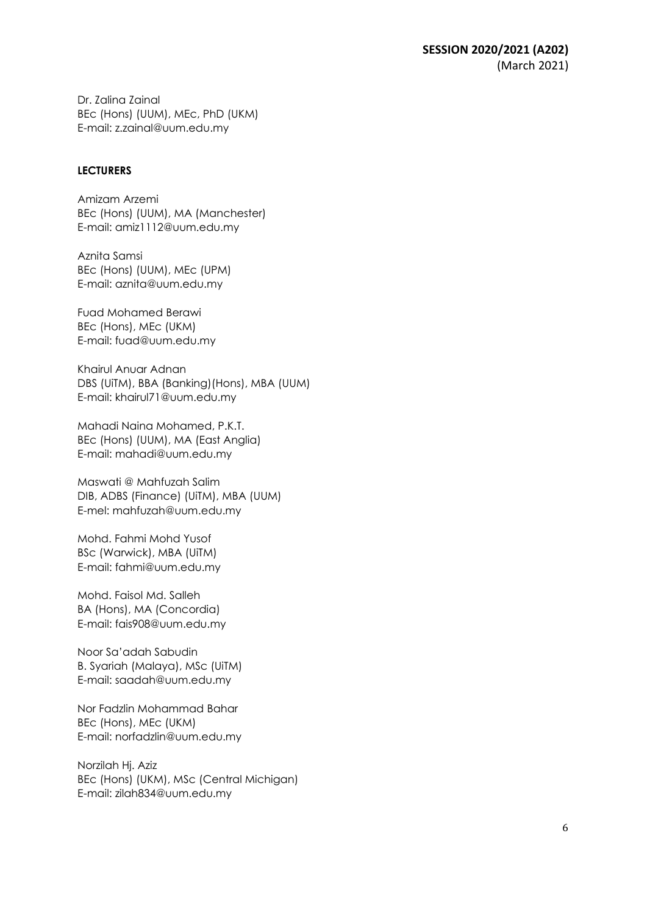Dr. Zalina Zainal
BEc (Hons) (UUM), MEc, PhD (UKM)
E-mail: z.zainal@uum.edu.my

**LECTURERS**

Amizam Arzemi
BEc (Hons) (UUM), MA (Manchester)
E-mail: amiz1112@uum.edu.my

Aznita Samsi
BEc (Hons) (UUM), MEc (UPM)
E-mail: aznita@uum.edu.my

Fuad Mohamed Berawi
BEc (Hons), MEc (UKM)
E-mail: fuad@uum.edu.my

Khairul Anuar Adnan
DBS (UiTM), BBA (Banking)(Hons), MBA (UUM)
E-mail: khairul71@uum.edu.my

Mahadi Naina Mohamed, P.K.T.
BEc (Hons) (UUM), MA (East Anglia)
E-mail: mahadi@uum.edu.my

Maswati @ Mahfuzah Salim
DIB, ADBS (Finance) (UiTM), MBA (UUM)
E-mel: mahfuzah@uum.edu.my

Mohd. Fahmi Mohd Yusof
BSc (Warwick), MBA (UiTM)
E-mail: fahmi@uum.edu.my

Mohd. Faisol Md. Salleh
BA (Hons), MA (Concordia)
E-mail: fais908@uum.edu.my

Noor Sa'adah Sabudin
B. Syariah (Malaya), MSc (UiTM)
E-mail: saadah@uum.edu.my

Nor Fadzlin Mohammad Bahar
BEc (Hons), MEc (UKM)
E-mail: norfadzlin@uum.edu.my

Norzilah Hj. Aziz
BEc (Hons) (UKM), MSc (Central Michigan)
E-mail: zilah834@uum.edu.my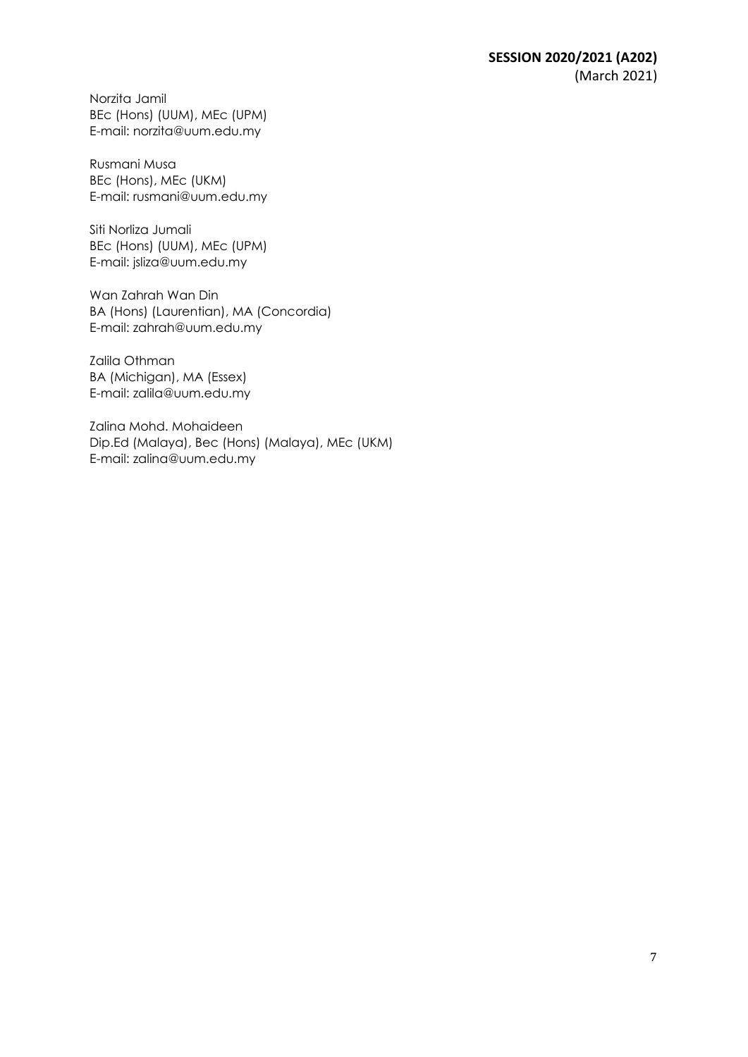Norzita Jamil
BEc (Hons) (UUM), MEc (UPM)
E-mail: norzita@uum.edu.my

Rusmani Musa
BEc (Hons), MEc (UKM)
E-mail: rusmani@uum.edu.my

Siti Norliza Jumali
BEc (Hons) (UUM), MEc (UPM)
E-mail: jsliza@uum.edu.my

Wan Zahrah Wan Din
BA (Hons) (Laurentian), MA (Concordia)
E-mail: zahrah@uum.edu.my

Zalila Othman
BA (Michigan), MA (Essex)
E-mail: zalila@uum.edu.my

Zalina Mohd. Mohaideen
Dip.Ed (Malaya), Bec (Hons) (Malaya), MEc (UKM)
E-mail: zalina@uum.edu.my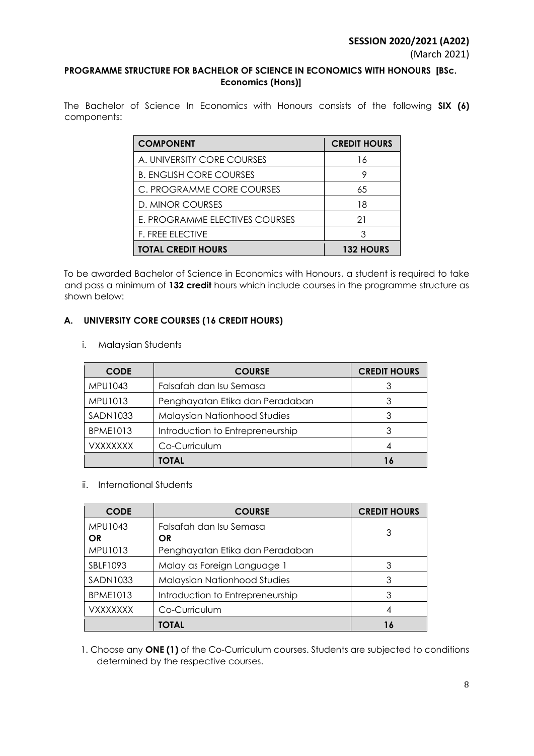**SESSION 2020/2021 (A202)**
(March 2021)

**PROGRAMME STRUCTURE FOR BACHELOR OF SCIENCE IN ECONOMICS WITH HONOURS [BSc. Economics (Hons)]**

The Bachelor of Science In Economics with Honours consists of the following **SIX (6)** components:

| COMPONENT | CREDIT HOURS |
|---|---|
| A. UNIVERSITY CORE COURSES | 16 |
| B. ENGLISH CORE COURSES | 9 |
| C. PROGRAMME CORE COURSES | 65 |
| D. MINOR COURSES | 18 |
| E. PROGRAMME ELECTIVES COURSES | 21 |
| F. FREE ELECTIVE | 3 |
| **TOTAL CREDIT HOURS** | **132 HOURS** |

To be awarded Bachelor of Science in Economics with Honours, a student is required to take and pass a minimum of **132 credit** hours which include courses in the programme structure as shown below:

## A. UNIVERSITY CORE COURSES (16 CREDIT HOURS)

i. Malaysian Students

| CODE | COURSE | CREDIT HOURS |
|---|---|---|
| MPU1043 | Falsafah dan Isu Semasa | 3 |
| MPU1013 | Penghayatan Etika dan Peradaban | 3 |
| SADN1033 | Malaysian Nationhood Studies | 3 |
| BPME1013 | Introduction to Entrepreneurship | 3 |
| VXXXXXXX | Co-Curriculum | 4 |
| | **TOTAL** | **16** |

ii. International Students

| CODE | COURSE | CREDIT HOURS |
|---|---|---|
| MPU1043 **OR** MPU1013 | Falsafah dan Isu Semasa **OR** Penghayatan Etika dan Peradaban | 3 |
| SBLF1093 | Malay as Foreign Language 1 | 3 |
| SADN1033 | Malaysian Nationhood Studies | 3 |
| BPME1013 | Introduction to Entrepreneurship | 3 |
| VXXXXXXX | Co-Curriculum | 4 |
| | **TOTAL** | **16** |

1. Choose any **ONE (1)** of the Co-Curriculum courses. Students are subjected to conditions determined by the respective courses.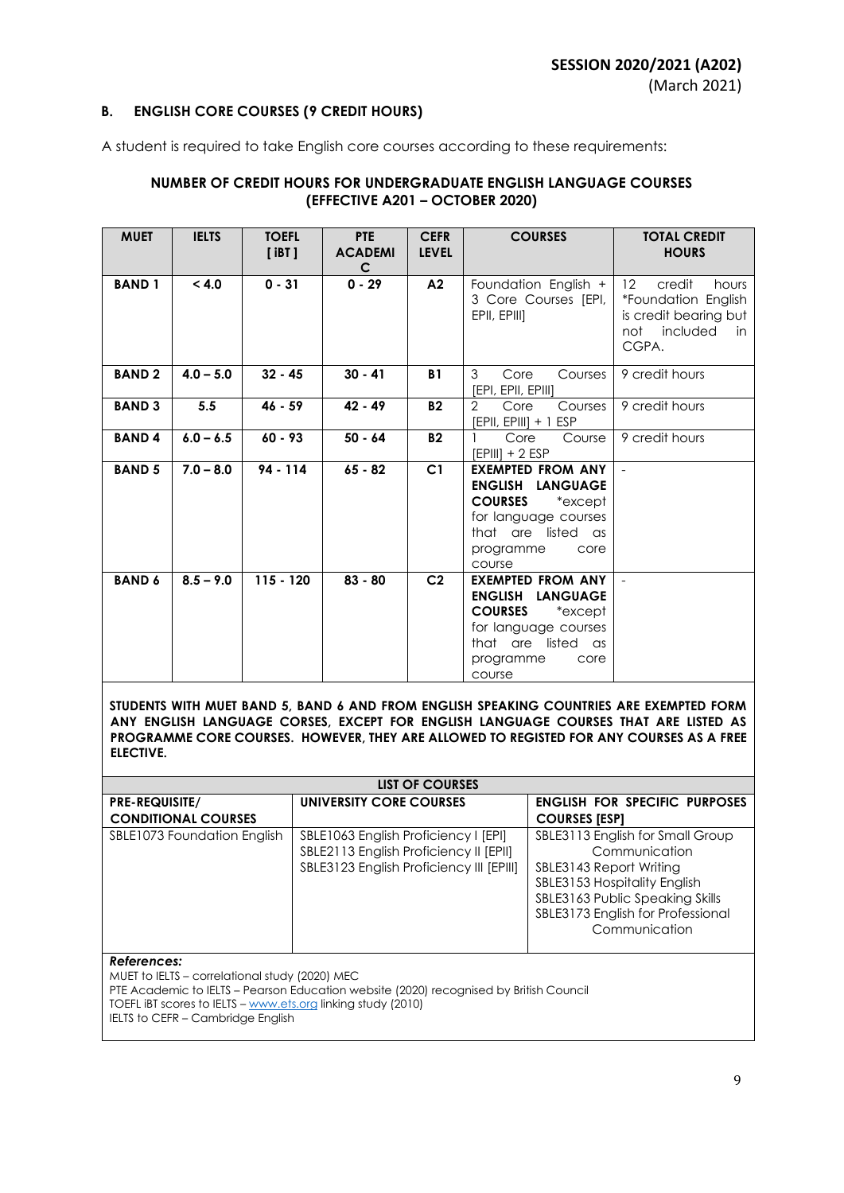**SESSION 2020/2021 (A202)**
(March 2021)

### B. ENGLISH CORE COURSES (9 CREDIT HOURS)

A student is required to take English core courses according to these requirements:

**NUMBER OF CREDIT HOURS FOR UNDERGRADUATE ENGLISH LANGUAGE COURSES (EFFECTIVE A201 – OCTOBER 2020)**

| MUET | IELTS | TOEFL [ iBT ] | PTE ACADEMIC | CEFR LEVEL | COURSES | TOTAL CREDIT HOURS |
|---|---|---|---|---|---|---|
| **BAND 1** | **< 4.0** | **0 - 31** | **0 - 29** | **A2** | Foundation English + 3 Core Courses [EPI, EPII, EPIII] | 12 credit hours *Foundation English is credit bearing but not included in CGPA. |
| **BAND 2** | **4.0 – 5.0** | **32 - 45** | **30 - 41** | **B1** | 3 Core Courses [EPI, EPII, EPIII] | 9 credit hours |
| **BAND 3** | **5.5** | **46 - 59** | **42 - 49** | **B2** | 2 Core Courses [EPII, EPIII] + 1 ESP | 9 credit hours |
| **BAND 4** | **6.0 – 6.5** | **60 - 93** | **50 - 64** | **B2** | 1 Core Course [EPIII] + 2 ESP | 9 credit hours |
| **BAND 5** | **7.0 – 8.0** | **94 - 114** | **65 - 82** | **C1** | **EXEMPTED FROM ANY ENGLISH LANGUAGE COURSES** *except for language courses that are listed as programme core course | - |
| **BAND 6** | **8.5 – 9.0** | **115 - 120** | **83 - 80** | **C2** | **EXEMPTED FROM ANY ENGLISH LANGUAGE COURSES** *except for language courses that are listed as programme core course | - |

**STUDENTS WITH MUET BAND 5, BAND 6 AND FROM ENGLISH SPEAKING COUNTRIES ARE EXEMPTED FORM ANY ENGLISH LANGUAGE CORSES, EXCEPT FOR ENGLISH LANGUAGE COURSES THAT ARE LISTED AS PROGRAMME CORE COURSES. HOWEVER, THEY ARE ALLOWED TO REGISTED FOR ANY COURSES AS A FREE ELECTIVE.**

**LIST OF COURSES**

| PRE-REQUISITE/ CONDITIONAL COURSES | UNIVERSITY CORE COURSES | ENGLISH FOR SPECIFIC PURPOSES COURSES [ESP] |
|---|---|---|
| SBLE1073 Foundation English | SBLE1063 English Proficiency I [EPI]<br>SBLE2113 English Proficiency II [EPII]<br>SBLE3123 English Proficiency III [EPIII] | SBLE3113 English for Small Group Communication<br>SBLE3143 Report Writing<br>SBLE3153 Hospitality English<br>SBLE3163 Public Speaking Skills<br>SBLE3173 English for Professional Communication |

***References:***

MUET to IELTS – correlational study (2020) MEC
PTE Academic to IELTS – Pearson Education website (2020) recognised by British Council
TOEFL iBT scores to IELTS – www.ets.org linking study (2010)
IELTS to CEFR – Cambridge English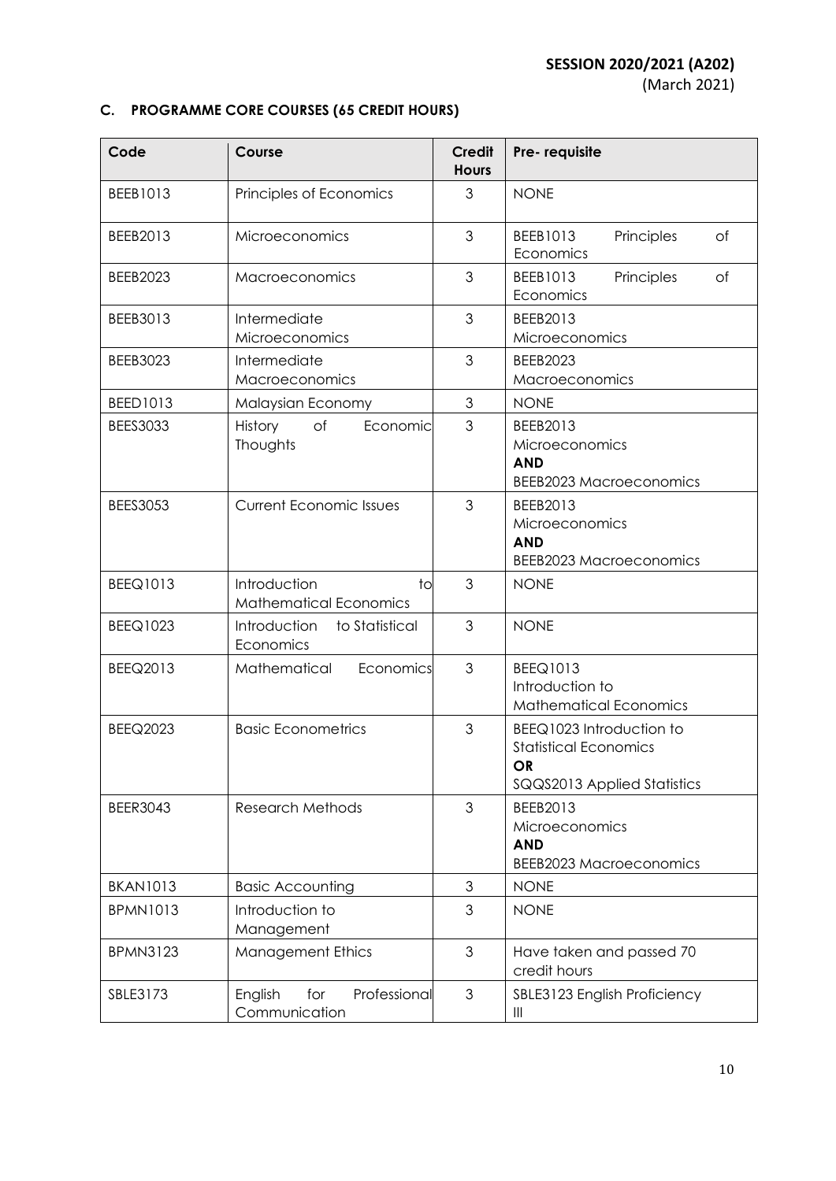**SESSION 2020/2021 (A202)**
(March 2021)

## C. PROGRAMME CORE COURSES (65 CREDIT HOURS)

| Code | Course | Credit Hours | Pre- requisite |
|---|---|---|---|
| BEEB1013 | Principles of Economics | 3 | NONE |
| BEEB2013 | Microeconomics | 3 | BEEB1013 Principles of Economics |
| BEEB2023 | Macroeconomics | 3 | BEEB1013 Principles of Economics |
| BEEB3013 | Intermediate Microeconomics | 3 | BEEB2013 Microeconomics |
| BEEB3023 | Intermediate Macroeconomics | 3 | BEEB2023 Macroeconomics |
| BEED1013 | Malaysian Economy | 3 | NONE |
| BEES3033 | History of Economic Thoughts | 3 | BEEB2013 Microeconomics **AND** BEEB2023 Macroeconomics |
| BEES3053 | Current Economic Issues | 3 | BEEB2013 Microeconomics **AND** BEEB2023 Macroeconomics |
| BEEQ1013 | Introduction to Mathematical Economics | 3 | NONE |
| BEEQ1023 | Introduction to Statistical Economics | 3 | NONE |
| BEEQ2013 | Mathematical Economics | 3 | BEEQ1013 Introduction to Mathematical Economics |
| BEEQ2023 | Basic Econometrics | 3 | BEEQ1023 Introduction to Statistical Economics **OR** SQQS2013 Applied Statistics |
| BEER3043 | Research Methods | 3 | BEEB2013 Microeconomics **AND** BEEB2023 Macroeconomics |
| BKAN1013 | Basic Accounting | 3 | NONE |
| BPMN1013 | Introduction to Management | 3 | NONE |
| BPMN3123 | Management Ethics | 3 | Have taken and passed 70 credit hours |
| SBLE3173 | English for Professional Communication | 3 | SBLE3123 English Proficiency III |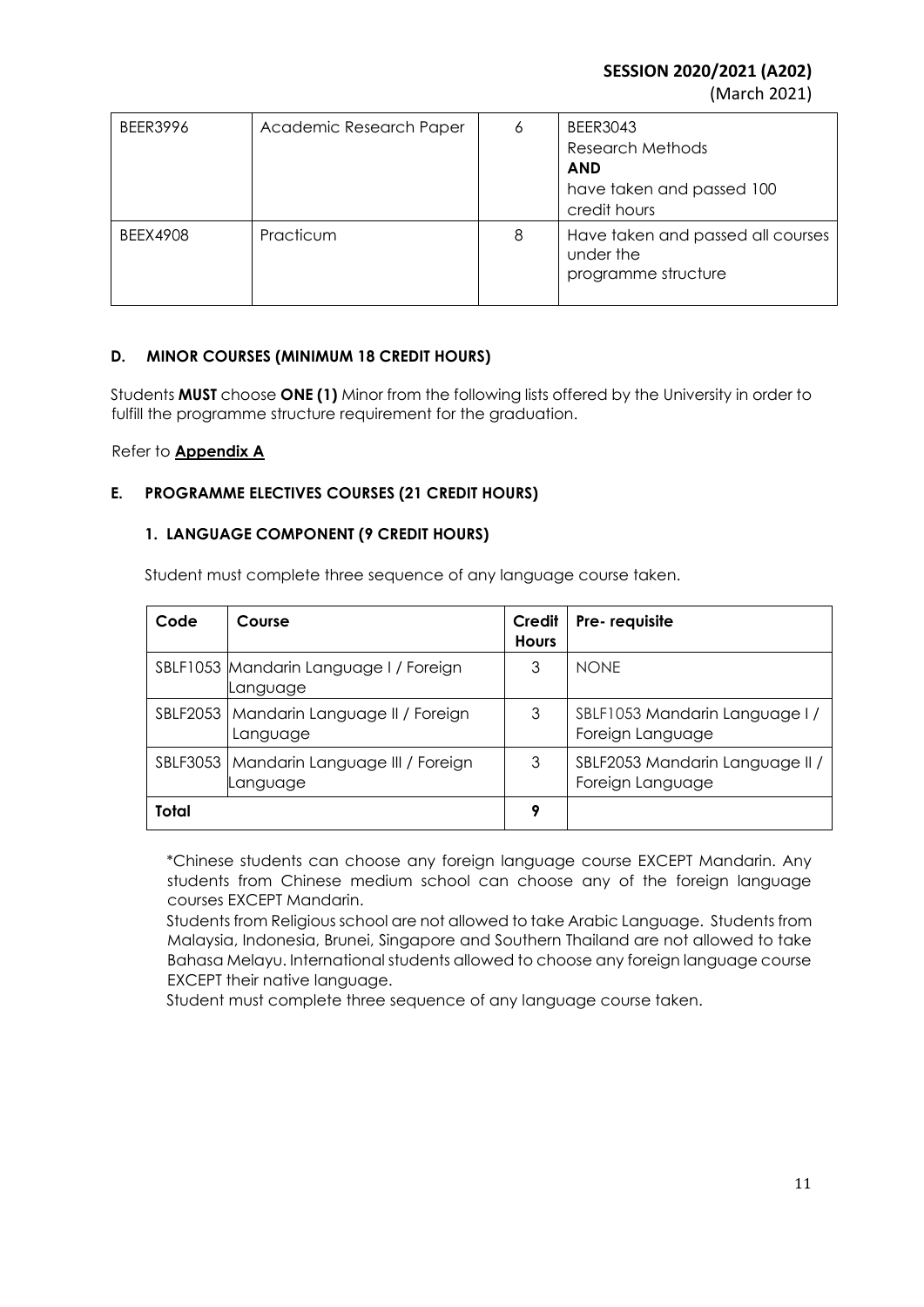| BEER3996 | Academic Research Paper | 6 | BEER3043 Research Methods **AND** have taken and passed 100 credit hours |
|---|---|---|---|
| BEEX4908 | Practicum | 8 | Have taken and passed all courses under the programme structure |

## D. MINOR COURSES (MINIMUM 18 CREDIT HOURS)

Students **MUST** choose **ONE (1)** Minor from the following lists offered by the University in order to fulfill the programme structure requirement for the graduation.

Refer to **Appendix A**

## E. PROGRAMME ELECTIVES COURSES (21 CREDIT HOURS)

### 1. LANGUAGE COMPONENT (9 CREDIT HOURS)

Student must complete three sequence of any language course taken.

| Code | Course | Credit Hours | Pre- requisite |
|---|---|---|---|
| SBLF1053 | Mandarin Language I / Foreign Language | 3 | NONE |
| SBLF2053 | Mandarin Language II / Foreign Language | 3 | SBLF1053 Mandarin Language I / Foreign Language |
| SBLF3053 | Mandarin Language III / Foreign Language | 3 | SBLF2053 Mandarin Language II / Foreign Language |
| **Total** | | **9** | |

*Chinese students can choose any foreign language course EXCEPT Mandarin. Any students from Chinese medium school can choose any of the foreign language courses EXCEPT Mandarin.

Students from Religious school are not allowed to take Arabic Language. Students from Malaysia, Indonesia, Brunei, Singapore and Southern Thailand are not allowed to take Bahasa Melayu. International students allowed to choose any foreign language course EXCEPT their native language.

Student must complete three sequence of any language course taken.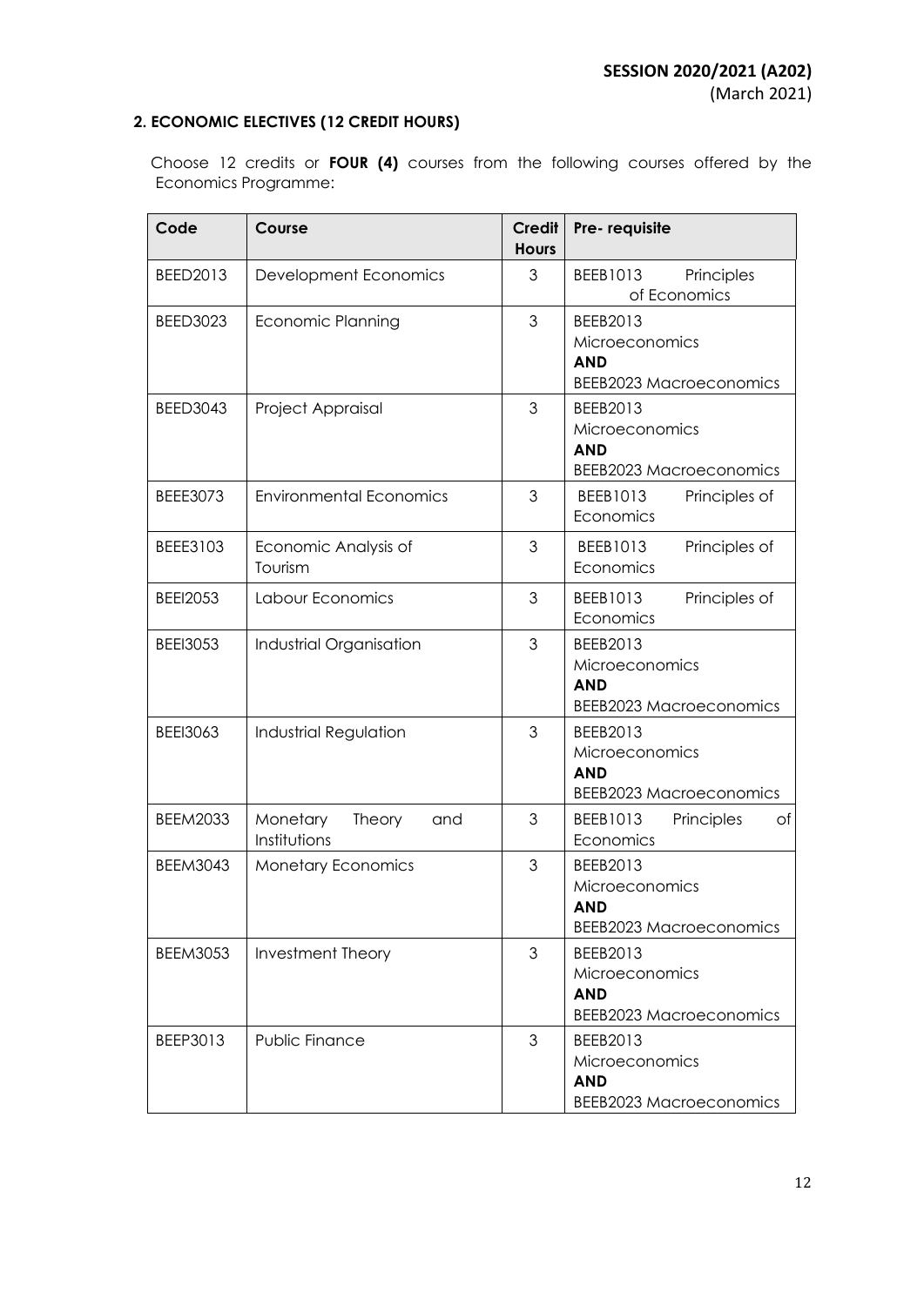## 2. ECONOMIC ELECTIVES (12 CREDIT HOURS)

Choose 12 credits or **FOUR (4)** courses from the following courses offered by the Economics Programme:

| Code | Course | Credit Hours | Pre- requisite |
|---|---|---|---|
| BEED2013 | Development Economics | 3 | BEEB1013 Principles of Economics |
| BEED3023 | Economic Planning | 3 | BEEB2013 Microeconomics **AND** BEEB2023 Macroeconomics |
| BEED3043 | Project Appraisal | 3 | BEEB2013 Microeconomics **AND** BEEB2023 Macroeconomics |
| BEEE3073 | Environmental Economics | 3 | BEEB1013 Principles of Economics |
| BEEE3103 | Economic Analysis of Tourism | 3 | BEEB1013 Principles of Economics |
| BEEI2053 | Labour Economics | 3 | BEEB1013 Principles of Economics |
| BEEI3053 | Industrial Organisation | 3 | BEEB2013 Microeconomics **AND** BEEB2023 Macroeconomics |
| BEEI3063 | Industrial Regulation | 3 | BEEB2013 Microeconomics **AND** BEEB2023 Macroeconomics |
| BEEM2033 | Monetary Theory and Institutions | 3 | BEEB1013 Principles of Economics |
| BEEM3043 | Monetary Economics | 3 | BEEB2013 Microeconomics **AND** BEEB2023 Macroeconomics |
| BEEM3053 | Investment Theory | 3 | BEEB2013 Microeconomics **AND** BEEB2023 Macroeconomics |
| BEEP3013 | Public Finance | 3 | BEEB2013 Microeconomics **AND** BEEB2023 Macroeconomics |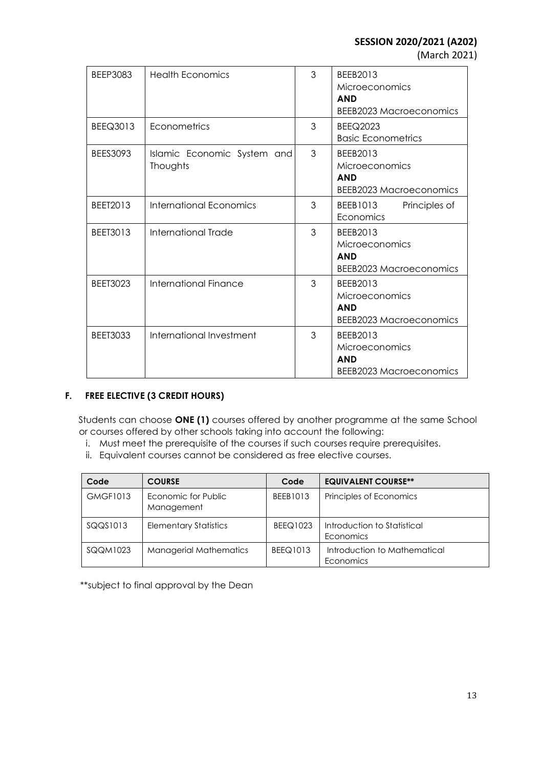| BEEP3083 | Health Economics | 3 | BEEB2013 Microeconomics **AND** BEEB2023 Macroeconomics |
|---|---|---|---|
| BEEQ3013 | Econometrics | 3 | BEEQ2023 Basic Econometrics |
| BEES3093 | Islamic Economic System and Thoughts | 3 | BEEB2013 Microeconomics **AND** BEEB2023 Macroeconomics |
| BEET2013 | International Economics | 3 | BEEB1013 Principles of Economics |
| BEET3013 | International Trade | 3 | BEEB2013 Microeconomics **AND** BEEB2023 Macroeconomics |
| BEET3023 | International Finance | 3 | BEEB2013 Microeconomics **AND** BEEB2023 Macroeconomics |
| BEET3033 | International Investment | 3 | BEEB2013 Microeconomics **AND** BEEB2023 Macroeconomics |

## F. FREE ELECTIVE (3 CREDIT HOURS)

Students can choose **ONE (1)** courses offered by another programme at the same School or courses offered by other schools taking into account the following:

i. Must meet the prerequisite of the courses if such courses require prerequisites.
ii. Equivalent courses cannot be considered as free elective courses.

| Code | COURSE | Code | EQUIVALENT COURSE** |
|---|---|---|---|
| GMGF1013 | Economic for Public Management | BEEB1013 | Principles of Economics |
| SQQS1013 | Elementary Statistics | BEEQ1023 | Introduction to Statistical Economics |
| SQQM1023 | Managerial Mathematics | BEEQ1013 | Introduction to Mathematical Economics |

**subject to final approval by the Dean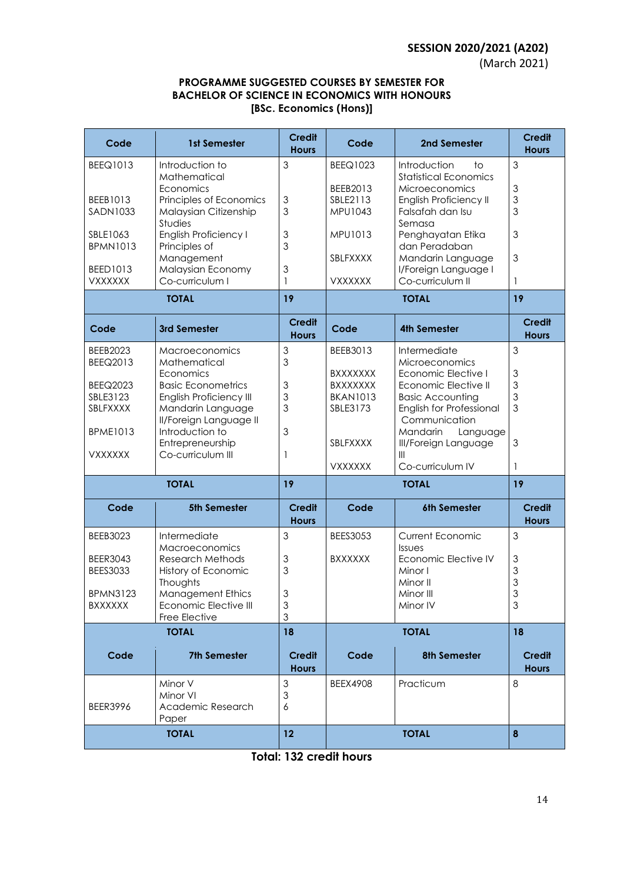**SESSION 2020/2021 (A202)**
(March 2021)

**PROGRAMME SUGGESTED COURSES BY SEMESTER FOR BACHELOR OF SCIENCE IN ECONOMICS WITH HONOURS [BSc. Economics (Hons)]**

| Code | 1st Semester | Credit Hours | Code | 2nd Semester | Credit Hours |
|---|---|---|---|---|---|
| BEEQ1013 | Introduction to Mathematical Economics | 3 | BEEQ1023 | Introduction to Statistical Economics | 3 |
| BEEB1013 | Principles of Economics | 3 | BEEB2013 | Microeconomics | 3 |
| SADN1033 | Malaysian Citizenship Studies | 3 | SBLE2113 | English Proficiency II | 3 |
| SBLE1063 | English Proficiency I | 3 | MPU1043 | Falsafah dan Isu Semasa | 3 |
| BPMN1013 | Principles of Management | 3 | MPU1013 | Penghayatan Etika dan Peradaban | 3 |
| BEED1013 | Malaysian Economy | 3 | SBLFXXXX | Mandarin Language I/Foreign Language I | 3 |
| VXXXXXX | Co-curriculum I | 1 | VXXXXXX | Co-curriculum II | 1 |
| **TOTAL** | | **19** | **TOTAL** | | **19** |
| **Code** | **3rd Semester** | **Credit Hours** | **Code** | **4th Semester** | **Credit Hours** |
| BEEB2023 | Macroeconomics | 3 | BEEB3013 | Intermediate Microeconomics | 3 |
| BEEQ2013 | Mathematical Economics | 3 | BXXXXXXX | Economic Elective I | 3 |
| BEEQ2023 | Basic Econometrics | 3 | BXXXXXXX | Economic Elective II | 3 |
| SBLE3123 | English Proficiency III | 3 | BKAN1013 | Basic Accounting | 3 |
| SBLFXXXX | Mandarin Language II/Foreign Language II | 3 | SBLE3173 | English for Professional Communication | 3 |
| BPME1013 | Introduction to Entrepreneurship | 3 | SBLFXXXX | Mandarin Language III/Foreign Language III | 3 |
| VXXXXXX | Co-curriculum III | 1 | VXXXXXX | Co-curriculum IV | 1 |
| **TOTAL** | | **19** | **TOTAL** | | **19** |
| **Code** | **5th Semester** | **Credit Hours** | **Code** | **6th Semester** | **Credit Hours** |
| BEEB3023 | Intermediate Macroeconomics | 3 | BEES3053 | Current Economic Issues | 3 |
| BEER3043 | Research Methods | 3 | BXXXXXX | Economic Elective IV | 3 |
| BEES3033 | History of Economic Thoughts | 3 | | Minor I | 3 |
| BPMN3123 | Management Ethics | 3 | | Minor II | 3 |
| BXXXXXX | Economic Elective III | 3 | | Minor III | 3 |
| | Free Elective | 3 | | Minor IV | 3 |
| **TOTAL** | | **18** | **TOTAL** | | **18** |
| **Code** | **7th Semester** | **Credit Hours** | **Code** | **8th Semester** | **Credit Hours** |
| | Minor V | 3 | BEEX4908 | Practicum | 8 |
| | Minor VI | 3 | | | |
| BEER3996 | Academic Research Paper | 6 | | | |
| **TOTAL** | | **12** | **TOTAL** | | **8** |

**Total: 132 credit hours**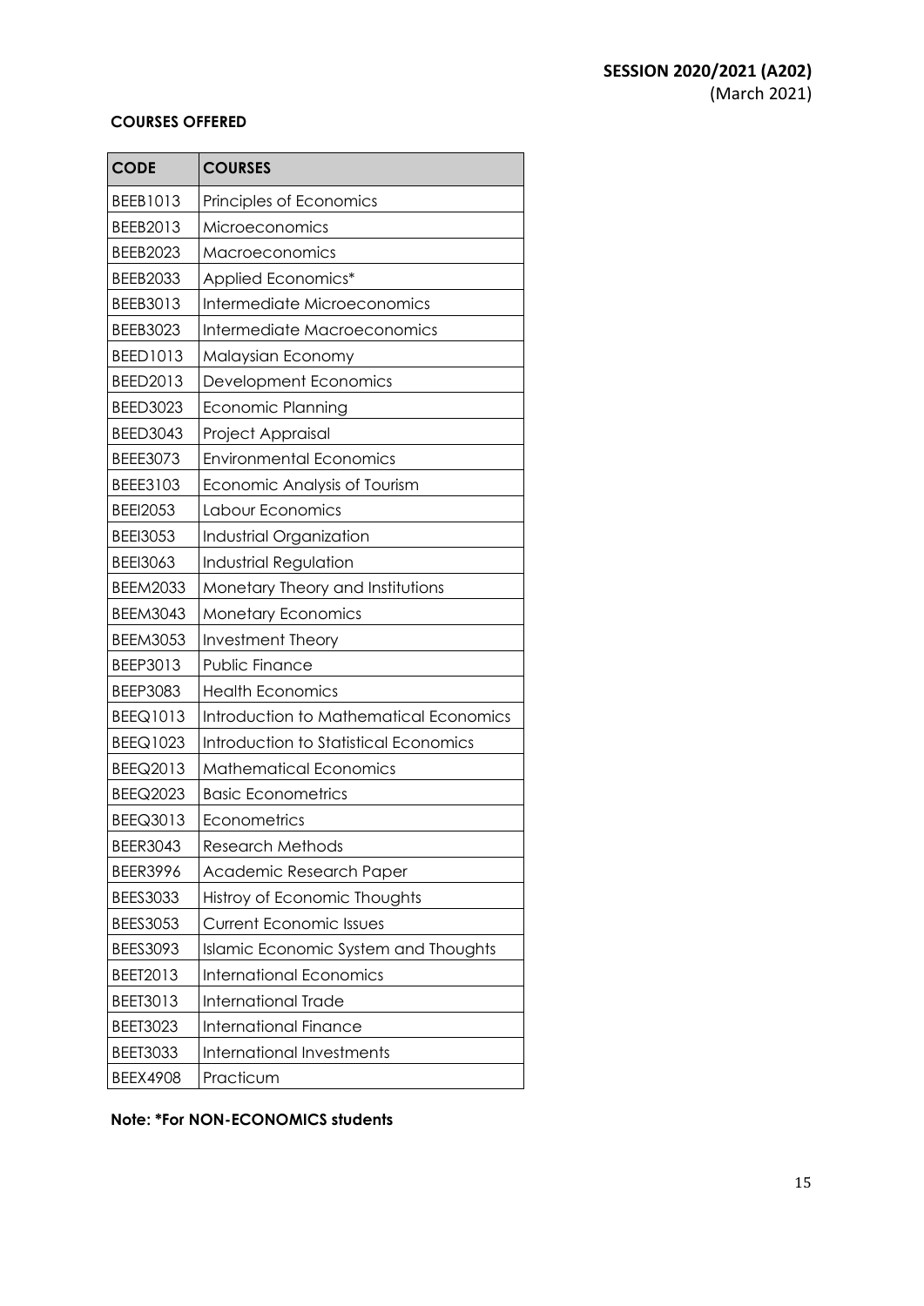**SESSION 2020/2021 (A202)**
(March 2021)

**COURSES OFFERED**

| **CODE** | **COURSES** |
| --- | --- |
| BEEB1013 | Principles of Economics |
| BEEB2013 | Microeconomics |
| BEEB2023 | Macroeconomics |
| BEEB2033 | Applied Economics* |
| BEEB3013 | Intermediate Microeconomics |
| BEEB3023 | Intermediate Macroeconomics |
| BEED1013 | Malaysian Economy |
| BEED2013 | Development Economics |
| BEED3023 | Economic Planning |
| BEED3043 | Project Appraisal |
| BEEE3073 | Environmental Economics |
| BEEE3103 | Economic Analysis of Tourism |
| BEEI2053 | Labour Economics |
| BEEI3053 | Industrial Organization |
| BEEI3063 | Industrial Regulation |
| BEEM2033 | Monetary Theory and Institutions |
| BEEM3043 | Monetary Economics |
| BEEM3053 | Investment Theory |
| BEEP3013 | Public Finance |
| BEEP3083 | Health Economics |
| BEEQ1013 | Introduction to Mathematical Economics |
| BEEQ1023 | Introduction to Statistical Economics |
| BEEQ2013 | Mathematical Economics |
| BEEQ2023 | Basic Econometrics |
| BEEQ3013 | Econometrics |
| BEER3043 | Research Methods |
| BEER3996 | Academic Research Paper |
| BEES3033 | Histroy of Economic Thoughts |
| BEES3053 | Current Economic Issues |
| BEES3093 | Islamic Economic System and Thoughts |
| BEET2013 | International Economics |
| BEET3013 | International Trade |
| BEET3023 | International Finance |
| BEET3033 | International Investments |
| BEEX4908 | Practicum |

**Note: *For NON-ECONOMICS students**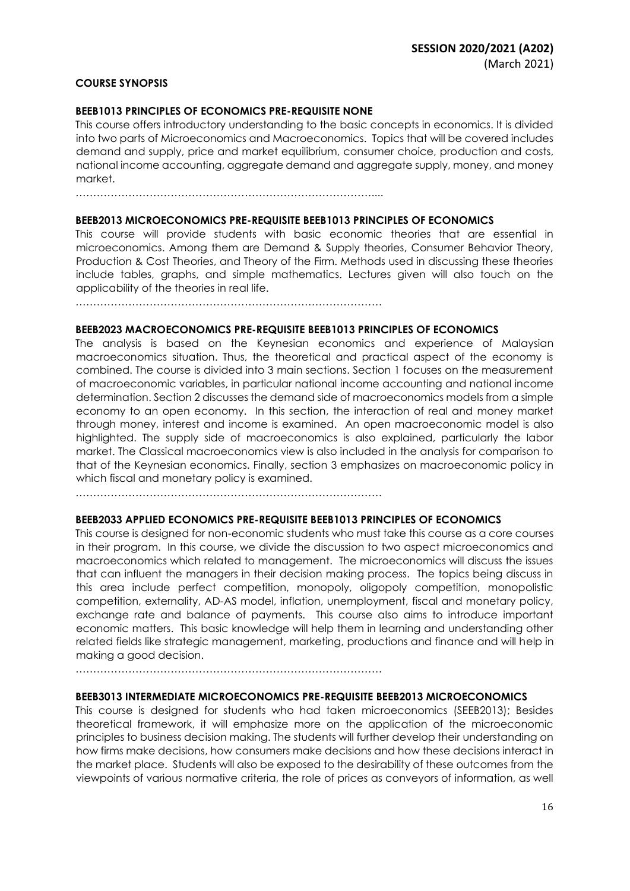**SESSION 2020/2021 (A202)**
(March 2021)

**COURSE SYNOPSIS**

**BEEB1013 PRINCIPLES OF ECONOMICS PRE-REQUISITE NONE**

This course offers introductory understanding to the basic concepts in economics. It is divided into two parts of Microeconomics and Macroeconomics. Topics that will be covered includes demand and supply, price and market equilibrium, consumer choice, production and costs, national income accounting, aggregate demand and aggregate supply, money, and money market.

…………………………………………………………………………...

**BEEB2013 MICROECONOMICS PRE-REQUISITE BEEB1013 PRINCIPLES OF ECONOMICS**

This course will provide students with basic economic theories that are essential in microeconomics. Among them are Demand & Supply theories, Consumer Behavior Theory, Production & Cost Theories, and Theory of the Firm. Methods used in discussing these theories include tables, graphs, and simple mathematics. Lectures given will also touch on the applicability of the theories in real life.

……………………………………………………………………………

**BEEB2023 MACROECONOMICS PRE-REQUISITE BEEB1013 PRINCIPLES OF ECONOMICS**

The analysis is based on the Keynesian economics and experience of Malaysian macroeconomics situation. Thus, the theoretical and practical aspect of the economy is combined. The course is divided into 3 main sections. Section 1 focuses on the measurement of macroeconomic variables, in particular national income accounting and national income determination. Section 2 discusses the demand side of macroeconomics models from a simple economy to an open economy. In this section, the interaction of real and money market through money, interest and income is examined. An open macroeconomic model is also highlighted. The supply side of macroeconomics is also explained, particularly the labor market. The Classical macroeconomics view is also included in the analysis for comparison to that of the Keynesian economics. Finally, section 3 emphasizes on macroeconomic policy in which fiscal and monetary policy is examined.

……………………………………………………………………………

**BEEB2033 APPLIED ECONOMICS PRE-REQUISITE BEEB1013 PRINCIPLES OF ECONOMICS**

This course is designed for non-economic students who must take this course as a core courses in their program. In this course, we divide the discussion to two aspect microeconomics and macroeconomics which related to management. The microeconomics will discuss the issues that can influent the managers in their decision making process. The topics being discuss in this area include perfect competition, monopoly, oligopoly competition, monopolistic competition, externality, AD-AS model, inflation, unemployment, fiscal and monetary policy, exchange rate and balance of payments. This course also aims to introduce important economic matters. This basic knowledge will help them in learning and understanding other related fields like strategic management, marketing, productions and finance and will help in making a good decision.

……………………………………………………………………………

**BEEB3013 INTERMEDIATE MICROECONOMICS PRE-REQUISITE BEEB2013 MICROECONOMICS**

This course is designed for students who had taken microeconomics (SEEB2013); Besides theoretical framework, it will emphasize more on the application of the microeconomic principles to business decision making. The students will further develop their understanding on how firms make decisions, how consumers make decisions and how these decisions interact in the market place. Students will also be exposed to the desirability of these outcomes from the viewpoints of various normative criteria, the role of prices as conveyors of information, as well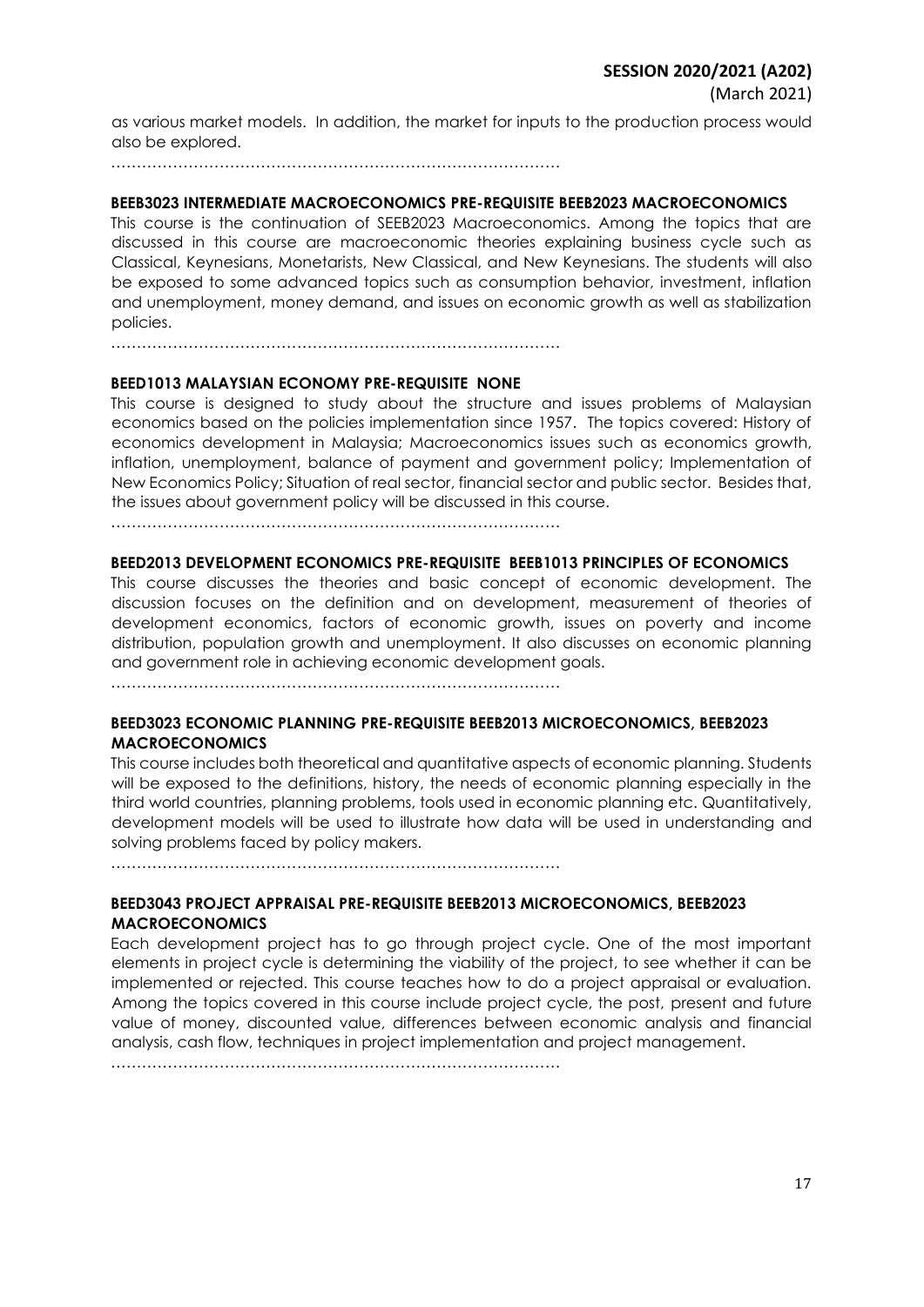as various market models. In addition, the market for inputs to the production process would also be explored.

…………………………………………………………………………….

**BEEB3023 INTERMEDIATE MACROECONOMICS PRE-REQUISITE BEEB2023 MACROECONOMICS**

This course is the continuation of SEEB2023 Macroeconomics. Among the topics that are discussed in this course are macroeconomic theories explaining business cycle such as Classical, Keynesians, Monetarists, New Classical, and New Keynesians. The students will also be exposed to some advanced topics such as consumption behavior, investment, inflation and unemployment, money demand, and issues on economic growth as well as stabilization policies.

…………………………………………………………………………….

**BEED1013 MALAYSIAN ECONOMY PRE-REQUISITE NONE**

This course is designed to study about the structure and issues problems of Malaysian economics based on the policies implementation since 1957. The topics covered: History of economics development in Malaysia; Macroeconomics issues such as economics growth, inflation, unemployment, balance of payment and government policy; Implementation of New Economics Policy; Situation of real sector, financial sector and public sector. Besides that, the issues about government policy will be discussed in this course.

…………………………………………………………………………….

**BEED2013 DEVELOPMENT ECONOMICS PRE-REQUISITE BEEB1013 PRINCIPLES OF ECONOMICS**

This course discusses the theories and basic concept of economic development. The discussion focuses on the definition and on development, measurement of theories of development economics, factors of economic growth, issues on poverty and income distribution, population growth and unemployment. It also discusses on economic planning and government role in achieving economic development goals.

…………………………………………………………………………….

**BEED3023 ECONOMIC PLANNING PRE-REQUISITE BEEB2013 MICROECONOMICS, BEEB2023 MACROECONOMICS**

This course includes both theoretical and quantitative aspects of economic planning. Students will be exposed to the definitions, history, the needs of economic planning especially in the third world countries, planning problems, tools used in economic planning etc. Quantitatively, development models will be used to illustrate how data will be used in understanding and solving problems faced by policy makers.

…………………………………………………………………………….

**BEED3043 PROJECT APPRAISAL PRE-REQUISITE BEEB2013 MICROECONOMICS, BEEB2023 MACROECONOMICS**

Each development project has to go through project cycle. One of the most important elements in project cycle is determining the viability of the project, to see whether it can be implemented or rejected. This course teaches how to do a project appraisal or evaluation. Among the topics covered in this course include project cycle, the post, present and future value of money, discounted value, differences between economic analysis and financial analysis, cash flow, techniques in project implementation and project management.

…………………………………………………………………………….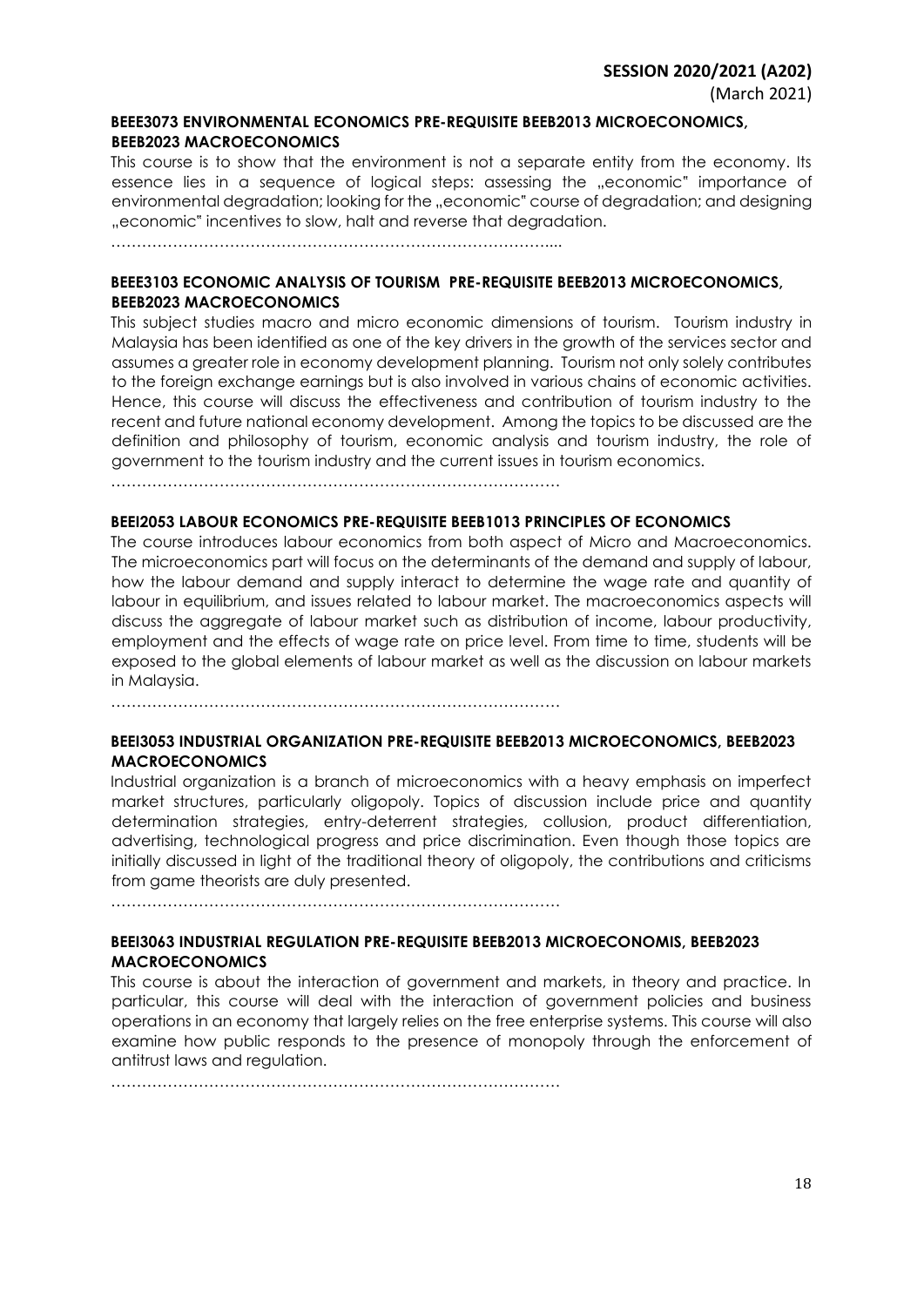**BEEE3073 ENVIRONMENTAL ECONOMICS PRE-REQUISITE BEEB2013 MICROECONOMICS, BEEB2023 MACROECONOMICS**

This course is to show that the environment is not a separate entity from the economy. Its essence lies in a sequence of logical steps: assessing the „economic" importance of environmental degradation; looking for the „economic" course of degradation; and designing „economic" incentives to slow, halt and reverse that degradation.

…………………………………………………………………………....

**BEEE3103 ECONOMIC ANALYSIS OF TOURISM PRE-REQUISITE BEEB2013 MICROECONOMICS, BEEB2023 MACROECONOMICS**

This subject studies macro and micro economic dimensions of tourism. Tourism industry in Malaysia has been identified as one of the key drivers in the growth of the services sector and assumes a greater role in economy development planning. Tourism not only solely contributes to the foreign exchange earnings but is also involved in various chains of economic activities. Hence, this course will discuss the effectiveness and contribution of tourism industry to the recent and future national economy development. Among the topics to be discussed are the definition and philosophy of tourism, economic analysis and tourism industry, the role of government to the tourism industry and the current issues in tourism economics.

……………………………………………………………………………

**BEEI2053 LABOUR ECONOMICS PRE-REQUISITE BEEB1013 PRINCIPLES OF ECONOMICS**

The course introduces labour economics from both aspect of Micro and Macroeconomics. The microeconomics part will focus on the determinants of the demand and supply of labour, how the labour demand and supply interact to determine the wage rate and quantity of labour in equilibrium, and issues related to labour market. The macroeconomics aspects will discuss the aggregate of labour market such as distribution of income, labour productivity, employment and the effects of wage rate on price level. From time to time, students will be exposed to the global elements of labour market as well as the discussion on labour markets in Malaysia.

……………………………………………………………………………

**BEEI3053 INDUSTRIAL ORGANIZATION PRE-REQUISITE BEEB2013 MICROECONOMICS, BEEB2023 MACROECONOMICS**

Industrial organization is a branch of microeconomics with a heavy emphasis on imperfect market structures, particularly oligopoly. Topics of discussion include price and quantity determination strategies, entry-deterrent strategies, collusion, product differentiation, advertising, technological progress and price discrimination. Even though those topics are initially discussed in light of the traditional theory of oligopoly, the contributions and criticisms from game theorists are duly presented.

……………………………………………………………………………

**BEEI3063 INDUSTRIAL REGULATION PRE-REQUISITE BEEB2013 MICROECONOMIS, BEEB2023 MACROECONOMICS**

This course is about the interaction of government and markets, in theory and practice. In particular, this course will deal with the interaction of government policies and business operations in an economy that largely relies on the free enterprise systems. This course will also examine how public responds to the presence of monopoly through the enforcement of antitrust laws and regulation.

……………………………………………………………………………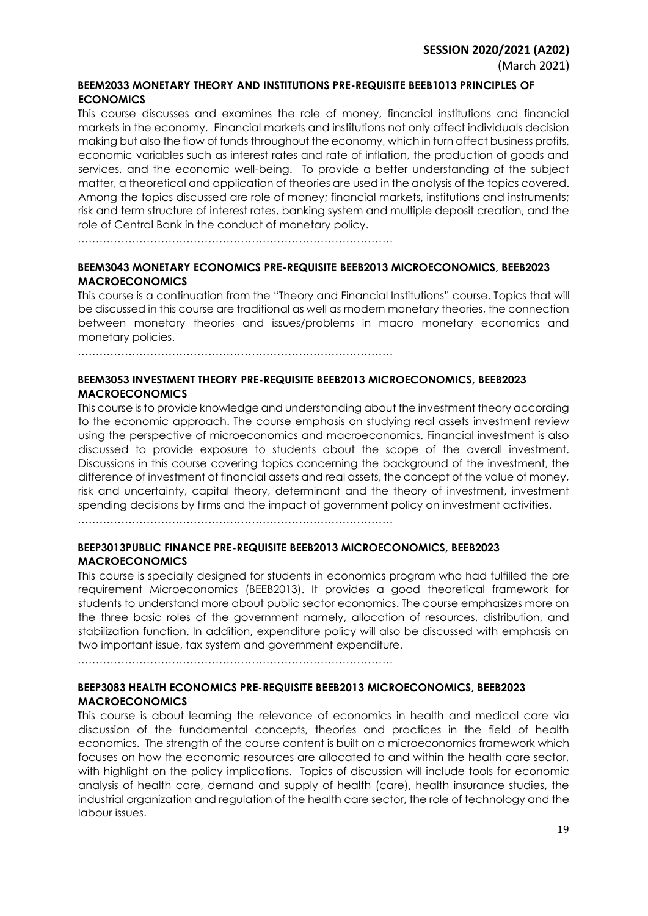**BEEM2033 MONETARY THEORY AND INSTITUTIONS PRE-REQUISITE BEEB1013 PRINCIPLES OF ECONOMICS**

This course discusses and examines the role of money, financial institutions and financial markets in the economy. Financial markets and institutions not only affect individuals decision making but also the flow of funds throughout the economy, which in turn affect business profits, economic variables such as interest rates and rate of inflation, the production of goods and services, and the economic well-being. To provide a better understanding of the subject matter, a theoretical and application of theories are used in the analysis of the topics covered. Among the topics discussed are role of money; financial markets, institutions and instruments; risk and term structure of interest rates, banking system and multiple deposit creation, and the role of Central Bank in the conduct of monetary policy.

…………………………………………………………………………….

**BEEM3043 MONETARY ECONOMICS PRE-REQUISITE BEEB2013 MICROECONOMICS, BEEB2023 MACROECONOMICS**

This course is a continuation from the "Theory and Financial Institutions" course. Topics that will be discussed in this course are traditional as well as modern monetary theories, the connection between monetary theories and issues/problems in macro monetary economics and monetary policies.

…………………………………………………………………………….

**BEEM3053 INVESTMENT THEORY PRE-REQUISITE BEEB2013 MICROECONOMICS, BEEB2023 MACROECONOMICS**

This course is to provide knowledge and understanding about the investment theory according to the economic approach. The course emphasis on studying real assets investment review using the perspective of microeconomics and macroeconomics. Financial investment is also discussed to provide exposure to students about the scope of the overall investment. Discussions in this course covering topics concerning the background of the investment, the difference of investment of financial assets and real assets, the concept of the value of money, risk and uncertainty, capital theory, determinant and the theory of investment, investment spending decisions by firms and the impact of government policy on investment activities.

…………………………………………………………………………….

**BEEP3013PUBLIC FINANCE PRE-REQUISITE BEEB2013 MICROECONOMICS, BEEB2023 MACROECONOMICS**

This course is specially designed for students in economics program who had fulfilled the pre requirement Microeconomics (BEEB2013). It provides a good theoretical framework for students to understand more about public sector economics. The course emphasizes more on the three basic roles of the government namely, allocation of resources, distribution, and stabilization function. In addition, expenditure policy will also be discussed with emphasis on two important issue, tax system and government expenditure.

…………………………………………………………………………….

**BEEP3083 HEALTH ECONOMICS PRE-REQUISITE BEEB2013 MICROECONOMICS, BEEB2023 MACROECONOMICS**

This course is about learning the relevance of economics in health and medical care via discussion of the fundamental concepts, theories and practices in the field of health economics. The strength of the course content is built on a microeconomics framework which focuses on how the economic resources are allocated to and within the health care sector, with highlight on the policy implications. Topics of discussion will include tools for economic analysis of health care, demand and supply of health (care), health insurance studies, the industrial organization and regulation of the health care sector, the role of technology and the labour issues.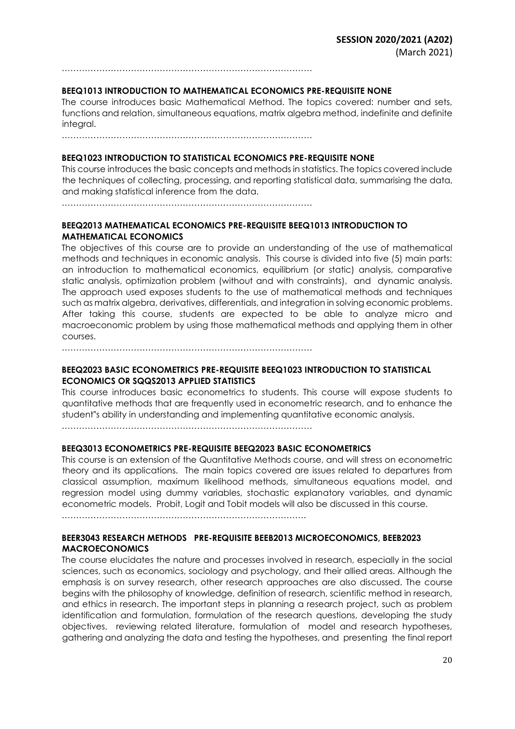……………………………………………………………………………

**BEEQ1013 INTRODUCTION TO MATHEMATICAL ECONOMICS PRE-REQUISITE NONE**

The course introduces basic Mathematical Method. The topics covered: number and sets, functions and relation, simultaneous equations, matrix algebra method, indefinite and definite integral.

……………………………………………………………………………

**BEEQ1023 INTRODUCTION TO STATISTICAL ECONOMICS PRE-REQUISITE NONE**

This course introduces the basic concepts and methods in statistics. The topics covered include the techniques of collecting, processing, and reporting statistical data, summarising the data, and making statistical inference from the data.

……………………………………………………………………………

**BEEQ2013 MATHEMATICAL ECONOMICS PRE-REQUISITE BEEQ1013 INTRODUCTION TO MATHEMATICAL ECONOMICS**

The objectives of this course are to provide an understanding of the use of mathematical methods and techniques in economic analysis. This course is divided into five (5) main parts: an introduction to mathematical economics, equilibrium (or static) analysis, comparative static analysis, optimization problem (without and with constraints), and dynamic analysis. The approach used exposes students to the use of mathematical methods and techniques such as matrix algebra, derivatives, differentials, and integration in solving economic problems. After taking this course, students are expected to be able to analyze micro and macroeconomic problem by using those mathematical methods and applying them in other courses.

……………………………………………………………………………

**BEEQ2023 BASIC ECONOMETRICS PRE-REQUISITE BEEQ1023 INTRODUCTION TO STATISTICAL ECONOMICS OR SQQS2013 APPLIED STATISTICS**

This course introduces basic econometrics to students. This course will expose students to quantitative methods that are frequently used in econometric research, and to enhance the student"s ability in understanding and implementing quantitative economic analysis.

……………………………………………………………………………

**BEEQ3013 ECONOMETRICS PRE-REQUISITE BEEQ2023 BASIC ECONOMETRICS**

This course is an extension of the Quantitative Methods course, and will stress on econometric theory and its applications. The main topics covered are issues related to departures from classical assumption, maximum likelihood methods, simultaneous equations model, and regression model using dummy variables, stochastic explanatory variables, and dynamic econometric models. Probit, Logit and Tobit models will also be discussed in this course.

……………………………………………………………………………

**BEER3043 RESEARCH METHODS PRE-REQUISITE BEEB2013 MICROECONOMICS, BEEB2023 MACROECONOMICS**

The course elucidates the nature and processes involved in research, especially in the social sciences, such as economics, sociology and psychology, and their allied areas. Although the emphasis is on survey research, other research approaches are also discussed. The course begins with the philosophy of knowledge, definition of research, scientific method in research, and ethics in research. The important steps in planning a research project, such as problem identification and formulation, formulation of the research questions, developing the study objectives, reviewing related literature, formulation of model and research hypotheses, gathering and analyzing the data and testing the hypotheses, and presenting the final report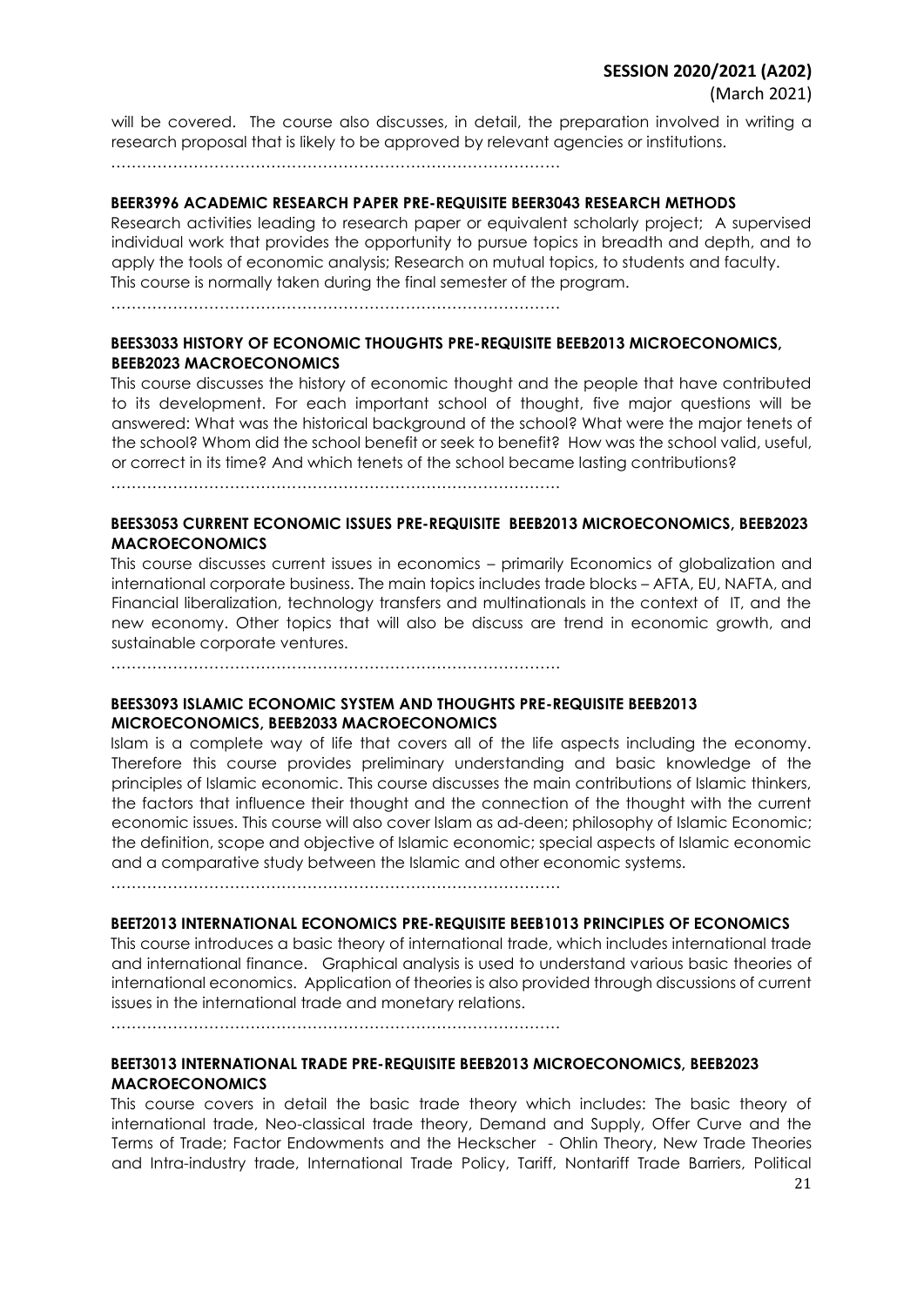will be covered. The course also discusses, in detail, the preparation involved in writing a research proposal that is likely to be approved by relevant agencies or institutions.

…………………………………………………………………………

**BEER3996 ACADEMIC RESEARCH PAPER PRE-REQUISITE BEER3043 RESEARCH METHODS**

Research activities leading to research paper or equivalent scholarly project; A supervised individual work that provides the opportunity to pursue topics in breadth and depth, and to apply the tools of economic analysis; Research on mutual topics, to students and faculty. This course is normally taken during the final semester of the program.

…………………………………………………………………………

**BEES3033 HISTORY OF ECONOMIC THOUGHTS PRE-REQUISITE BEEB2013 MICROECONOMICS, BEEB2023 MACROECONOMICS**

This course discusses the history of economic thought and the people that have contributed to its development. For each important school of thought, five major questions will be answered: What was the historical background of the school? What were the major tenets of the school? Whom did the school benefit or seek to benefit? How was the school valid, useful, or correct in its time? And which tenets of the school became lasting contributions?

…………………………………………………………………………

**BEES3053 CURRENT ECONOMIC ISSUES PRE-REQUISITE BEEB2013 MICROECONOMICS, BEEB2023 MACROECONOMICS**

This course discusses current issues in economics – primarily Economics of globalization and international corporate business. The main topics includes trade blocks – AFTA, EU, NAFTA, and Financial liberalization, technology transfers and multinationals in the context of IT, and the new economy. Other topics that will also be discuss are trend in economic growth, and sustainable corporate ventures.

…………………………………………………………………………

**BEES3093 ISLAMIC ECONOMIC SYSTEM AND THOUGHTS PRE-REQUISITE BEEB2013 MICROECONOMICS, BEEB2033 MACROECONOMICS**

Islam is a complete way of life that covers all of the life aspects including the economy. Therefore this course provides preliminary understanding and basic knowledge of the principles of Islamic economic. This course discusses the main contributions of Islamic thinkers, the factors that influence their thought and the connection of the thought with the current economic issues. This course will also cover Islam as ad-deen; philosophy of Islamic Economic; the definition, scope and objective of Islamic economic; special aspects of Islamic economic and a comparative study between the Islamic and other economic systems.

…………………………………………………………………………

**BEET2013 INTERNATIONAL ECONOMICS PRE-REQUISITE BEEB1013 PRINCIPLES OF ECONOMICS**

This course introduces a basic theory of international trade, which includes international trade and international finance. Graphical analysis is used to understand various basic theories of international economics. Application of theories is also provided through discussions of current issues in the international trade and monetary relations.

…………………………………………………………………………

**BEET3013 INTERNATIONAL TRADE PRE-REQUISITE BEEB2013 MICROECONOMICS, BEEB2023 MACROECONOMICS**

This course covers in detail the basic trade theory which includes: The basic theory of international trade, Neo-classical trade theory, Demand and Supply, Offer Curve and the Terms of Trade; Factor Endowments and the Heckscher - Ohlin Theory, New Trade Theories and Intra-industry trade, International Trade Policy, Tariff, Nontariff Trade Barriers, Political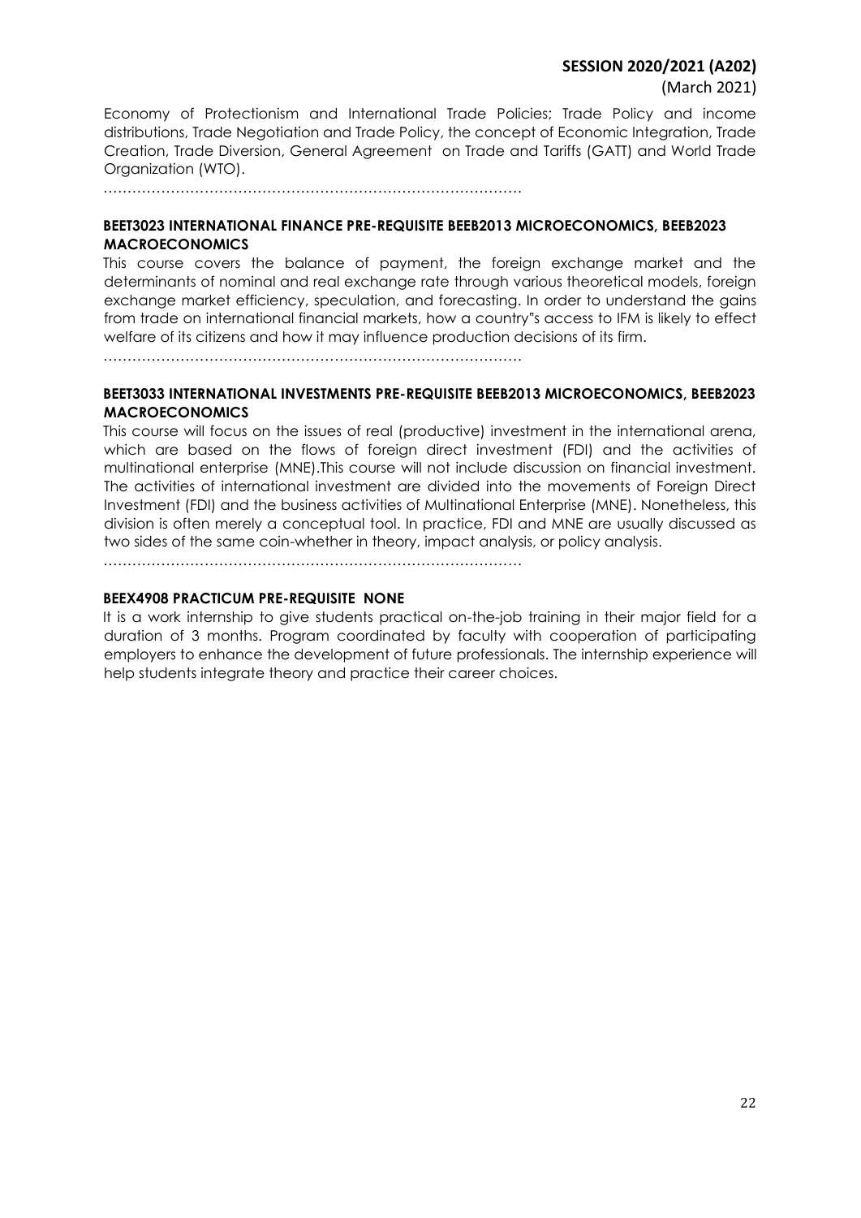Economy of Protectionism and International Trade Policies; Trade Policy and income distributions, Trade Negotiation and Trade Policy, the concept of Economic Integration, Trade Creation, Trade Diversion, General Agreement on Trade and Tariffs (GATT) and World Trade Organization (WTO).

……………………………………………………………………………

**BEET3023 INTERNATIONAL FINANCE PRE-REQUISITE BEEB2013 MICROECONOMICS, BEEB2023 MACROECONOMICS**

This course covers the balance of payment, the foreign exchange market and the determinants of nominal and real exchange rate through various theoretical models, foreign exchange market efficiency, speculation, and forecasting. In order to understand the gains from trade on international financial markets, how a country"s access to IFM is likely to effect welfare of its citizens and how it may influence production decisions of its firm.

……………………………………………………………………………

**BEET3033 INTERNATIONAL INVESTMENTS PRE-REQUISITE BEEB2013 MICROECONOMICS, BEEB2023 MACROECONOMICS**

This course will focus on the issues of real (productive) investment in the international arena, which are based on the flows of foreign direct investment (FDI) and the activities of multinational enterprise (MNE).This course will not include discussion on financial investment. The activities of international investment are divided into the movements of Foreign Direct Investment (FDI) and the business activities of Multinational Enterprise (MNE). Nonetheless, this division is often merely a conceptual tool. In practice, FDI and MNE are usually discussed as two sides of the same coin-whether in theory, impact analysis, or policy analysis.

……………………………………………………………………………

**BEEX4908 PRACTICUM PRE-REQUISITE NONE**

It is a work internship to give students practical on-the-job training in their major field for a duration of 3 months. Program coordinated by faculty with cooperation of participating employers to enhance the development of future professionals. The internship experience will help students integrate theory and practice their career choices.